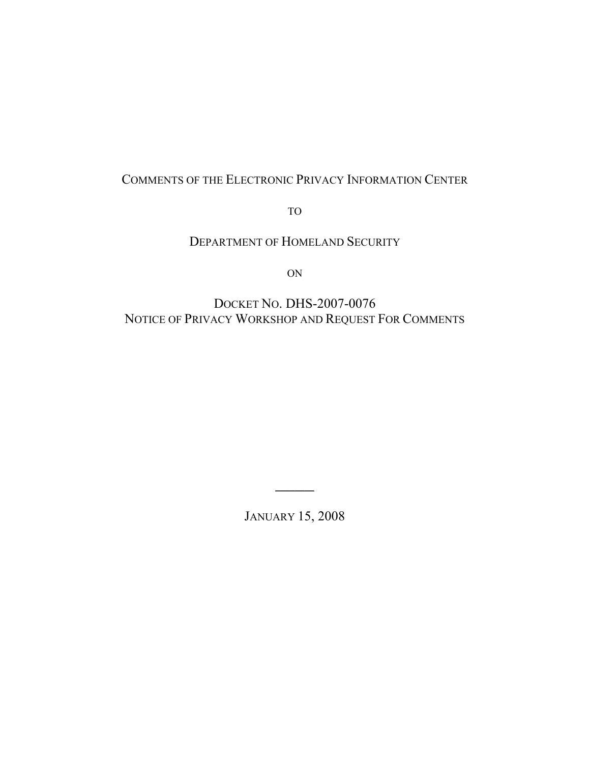# COMMENTS OF THE ELECTRONIC PRIVACY INFORMATION CENTER

TO

DEPARTMENT OF HOMELAND SECURITY

ON

DOCKET NO. DHS-2007-0076
NOTICE OF PRIVACY WORKSHOP AND REQUEST FOR COMMENTS

---

JANUARY 15, 2008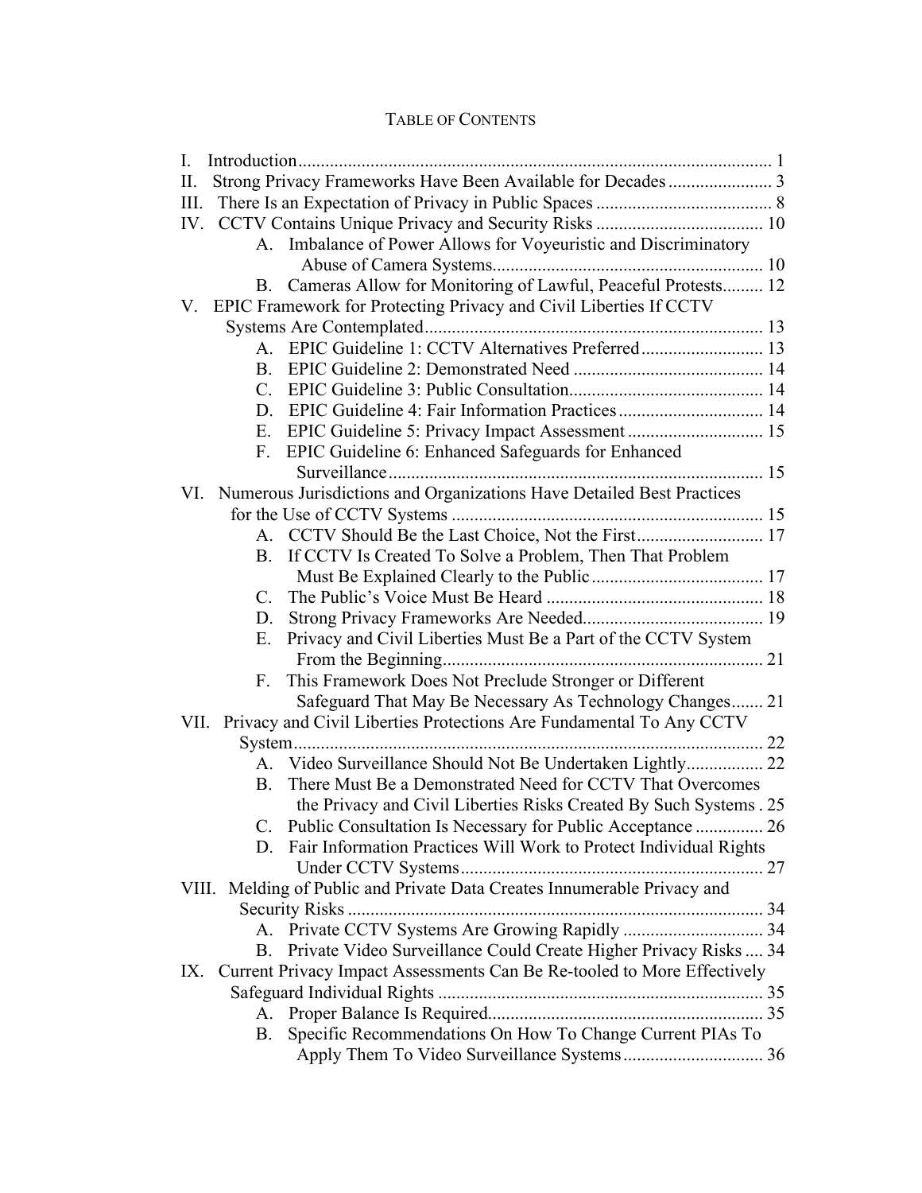# TABLE OF CONTENTS

- I. Introduction ... 1
- II. Strong Privacy Frameworks Have Been Available for Decades ... 3
- III. There Is an Expectation of Privacy in Public Spaces ... 8
- IV. CCTV Contains Unique Privacy and Security Risks ... 10
  - A. Imbalance of Power Allows for Voyeuristic and Discriminatory Abuse of Camera Systems ... 10
  - B. Cameras Allow for Monitoring of Lawful, Peaceful Protests ... 12
- V. EPIC Framework for Protecting Privacy and Civil Liberties If CCTV Systems Are Contemplated ... 13
  - A. EPIC Guideline 1: CCTV Alternatives Preferred ... 13
  - B. EPIC Guideline 2: Demonstrated Need ... 14
  - C. EPIC Guideline 3: Public Consultation ... 14
  - D. EPIC Guideline 4: Fair Information Practices ... 14
  - E. EPIC Guideline 5: Privacy Impact Assessment ... 15
  - F. EPIC Guideline 6: Enhanced Safeguards for Enhanced Surveillance ... 15
- VI. Numerous Jurisdictions and Organizations Have Detailed Best Practices for the Use of CCTV Systems ... 15
  - A. CCTV Should Be the Last Choice, Not the First ... 17
  - B. If CCTV Is Created To Solve a Problem, Then That Problem Must Be Explained Clearly to the Public ... 17
  - C. The Public's Voice Must Be Heard ... 18
  - D. Strong Privacy Frameworks Are Needed ... 19
  - E. Privacy and Civil Liberties Must Be a Part of the CCTV System From the Beginning ... 21
  - F. This Framework Does Not Preclude Stronger or Different Safeguard That May Be Necessary As Technology Changes ... 21
- VII. Privacy and Civil Liberties Protections Are Fundamental To Any CCTV System ... 22
  - A. Video Surveillance Should Not Be Undertaken Lightly ... 22
  - B. There Must Be a Demonstrated Need for CCTV That Overcomes the Privacy and Civil Liberties Risks Created By Such Systems ... 25
  - C. Public Consultation Is Necessary for Public Acceptance ... 26
  - D. Fair Information Practices Will Work to Protect Individual Rights Under CCTV Systems ... 27
- VIII. Melding of Public and Private Data Creates Innumerable Privacy and Security Risks ... 34
  - A. Private CCTV Systems Are Growing Rapidly ... 34
  - B. Private Video Surveillance Could Create Higher Privacy Risks ... 34
- IX. Current Privacy Impact Assessments Can Be Re-tooled to More Effectively Safeguard Individual Rights ... 35
  - A. Proper Balance Is Required ... 35
  - B. Specific Recommendations On How To Change Current PIAs To Apply Them To Video Surveillance Systems ... 36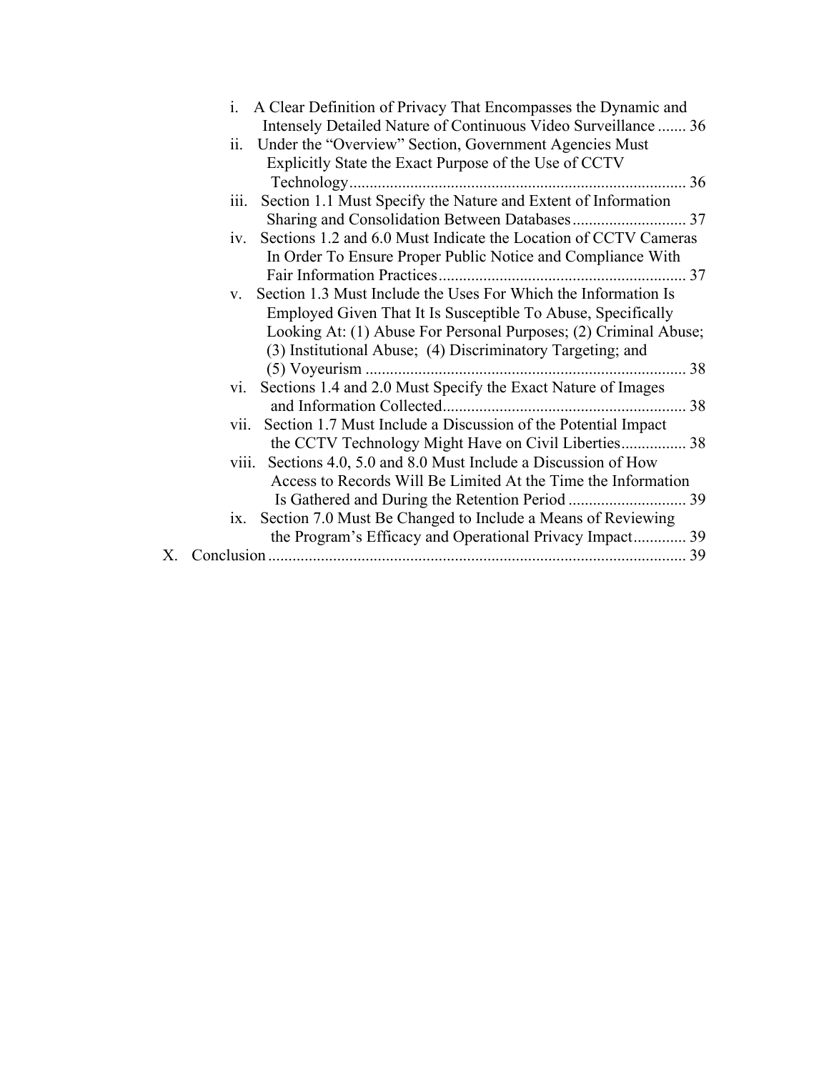- i. A Clear Definition of Privacy That Encompasses the Dynamic and Intensely Detailed Nature of Continuous Video Surveillance ....... 36
- ii. Under the "Overview" Section, Government Agencies Must Explicitly State the Exact Purpose of the Use of CCTV Technology.................................................................................... 36
- iii. Section 1.1 Must Specify the Nature and Extent of Information Sharing and Consolidation Between Databases ............................ 37
- iv. Sections 1.2 and 6.0 Must Indicate the Location of CCTV Cameras In Order To Ensure Proper Public Notice and Compliance With Fair Information Practices............................................................. 37
- v. Section 1.3 Must Include the Uses For Which the Information Is Employed Given That It Is Susceptible To Abuse, Specifically Looking At: (1) Abuse For Personal Purposes; (2) Criminal Abuse; (3) Institutional Abuse; (4) Discriminatory Targeting; and (5) Voyeurism ............................................................................... 38
- vi. Sections 1.4 and 2.0 Must Specify the Exact Nature of Images and Information Collected............................................................ 38
- vii. Section 1.7 Must Include a Discussion of the Potential Impact the CCTV Technology Might Have on Civil Liberties................ 38
- viii. Sections 4.0, 5.0 and 8.0 Must Include a Discussion of How Access to Records Will Be Limited At the Time the Information Is Gathered and During the Retention Period ............................. 39
- ix. Section 7.0 Must Be Changed to Include a Means of Reviewing the Program's Efficacy and Operational Privacy Impact............. 39

X. Conclusion ....................................................................................................... 39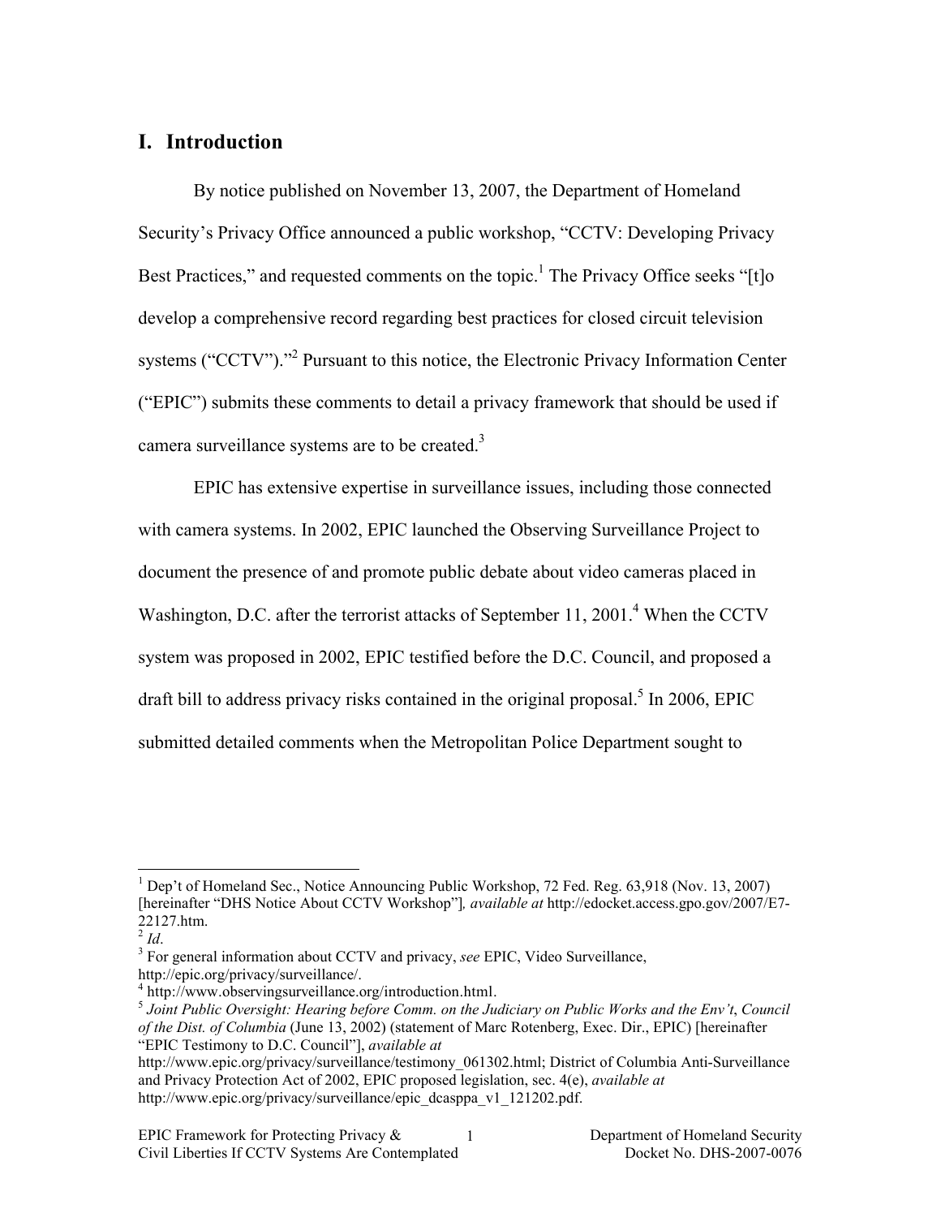## I. Introduction

By notice published on November 13, 2007, the Department of Homeland Security's Privacy Office announced a public workshop, "CCTV: Developing Privacy Best Practices," and requested comments on the topic.[1] The Privacy Office seeks "[t]o develop a comprehensive record regarding best practices for closed circuit television systems ("CCTV")."[2] Pursuant to this notice, the Electronic Privacy Information Center ("EPIC") submits these comments to detail a privacy framework that should be used if camera surveillance systems are to be created.[3]

EPIC has extensive expertise in surveillance issues, including those connected with camera systems. In 2002, EPIC launched the Observing Surveillance Project to document the presence of and promote public debate about video cameras placed in Washington, D.C. after the terrorist attacks of September 11, 2001.[4] When the CCTV system was proposed in 2002, EPIC testified before the D.C. Council, and proposed a draft bill to address privacy risks contained in the original proposal.[5] In 2006, EPIC submitted detailed comments when the Metropolitan Police Department sought to

---

[1] Dep't of Homeland Sec., Notice Announcing Public Workshop, 72 Fed. Reg. 63,918 (Nov. 13, 2007) [hereinafter "DHS Notice About CCTV Workshop"], *available at* http://edocket.access.gpo.gov/2007/E7-22127.htm.

[2] *Id*.

[3] For general information about CCTV and privacy, *see* EPIC, Video Surveillance, http://epic.org/privacy/surveillance/.

[4] http://www.observingsurveillance.org/introduction.html.

[5] *Joint Public Oversight: Hearing before Comm. on the Judiciary on Public Works and the Env't*, *Council of the Dist. of Columbia* (June 13, 2002) (statement of Marc Rotenberg, Exec. Dir., EPIC) [hereinafter "EPIC Testimony to D.C. Council"], *available at* http://www.epic.org/privacy/surveillance/testimony_061302.html; District of Columbia Anti-Surveillance and Privacy Protection Act of 2002, EPIC proposed legislation, sec. 4(e), *available at* http://www.epic.org/privacy/surveillance/epic_dcasppa_v1_121202.pdf.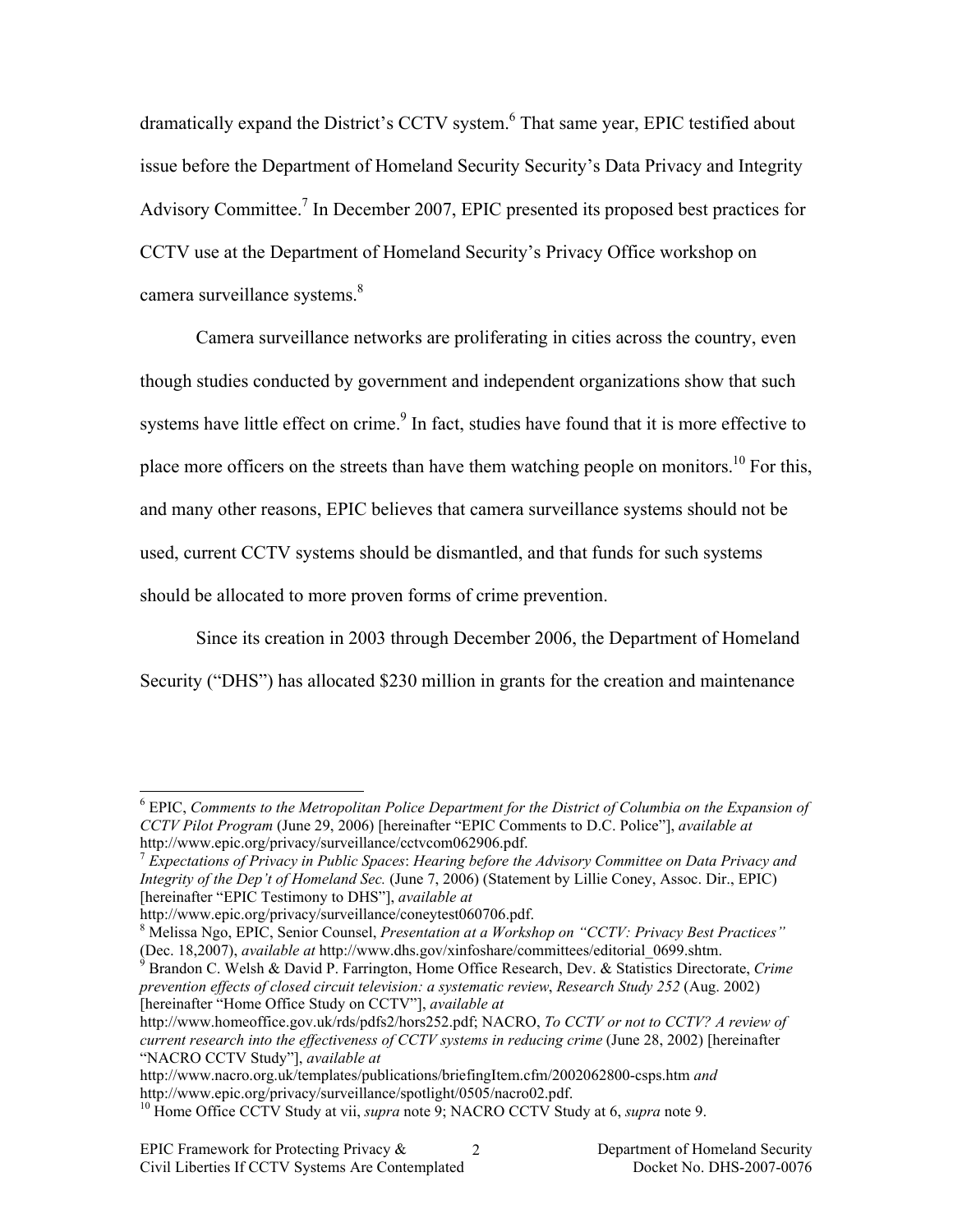dramatically expand the District's CCTV system.[6] That same year, EPIC testified about issue before the Department of Homeland Security Security's Data Privacy and Integrity Advisory Committee.[7] In December 2007, EPIC presented its proposed best practices for CCTV use at the Department of Homeland Security's Privacy Office workshop on camera surveillance systems.[8]

Camera surveillance networks are proliferating in cities across the country, even though studies conducted by government and independent organizations show that such systems have little effect on crime.[9] In fact, studies have found that it is more effective to place more officers on the streets than have them watching people on monitors.[10] For this, and many other reasons, EPIC believes that camera surveillance systems should not be used, current CCTV systems should be dismantled, and that funds for such systems should be allocated to more proven forms of crime prevention.

Since its creation in 2003 through December 2006, the Department of Homeland Security ("DHS") has allocated $230 million in grants for the creation and maintenance

---

[6] EPIC, *Comments to the Metropolitan Police Department for the District of Columbia on the Expansion of CCTV Pilot Program* (June 29, 2006) [hereinafter "EPIC Comments to D.C. Police"], *available at* http://www.epic.org/privacy/surveillance/cctvcom062906.pdf.

[7] *Expectations of Privacy in Public Spaces*: *Hearing before the Advisory Committee on Data Privacy and Integrity of the Dep't of Homeland Sec.* (June 7, 2006) (Statement by Lillie Coney, Assoc. Dir., EPIC) [hereinafter "EPIC Testimony to DHS"], *available at* http://www.epic.org/privacy/surveillance/coneytest060706.pdf.

[8] Melissa Ngo, EPIC, Senior Counsel, *Presentation at a Workshop on "CCTV: Privacy Best Practices"* (Dec. 18,2007), *available at* http://www.dhs.gov/xinfoshare/committees/editorial_0699.shtm.

[9] Brandon C. Welsh & David P. Farrington, Home Office Research, Dev. & Statistics Directorate, *Crime prevention effects of closed circuit television: a systematic review*, *Research Study 252* (Aug. 2002) [hereinafter "Home Office Study on CCTV"], *available at* http://www.homeoffice.gov.uk/rds/pdfs2/hors252.pdf; NACRO, *To CCTV or not to CCTV? A review of current research into the effectiveness of CCTV systems in reducing crime* (June 28, 2002) [hereinafter "NACRO CCTV Study"], *available at* http://www.nacro.org.uk/templates/publications/briefingItem.cfm/2002062800-csps.htm *and* http://www.epic.org/privacy/surveillance/spotlight/0505/nacro02.pdf.

[10] Home Office CCTV Study at vii, *supra* note 9; NACRO CCTV Study at 6, *supra* note 9.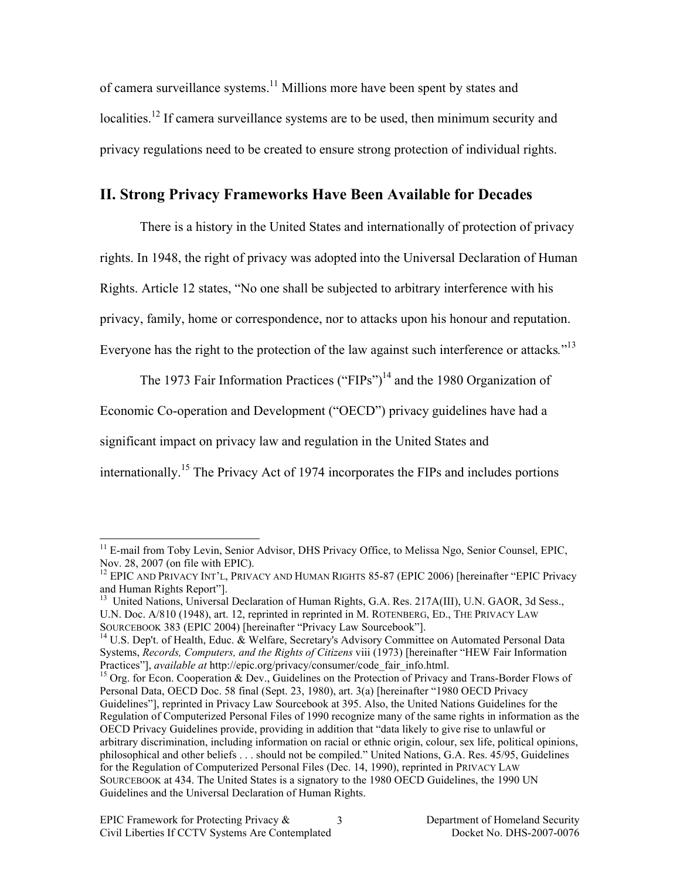of camera surveillance systems.[11] Millions more have been spent by states and localities.[12] If camera surveillance systems are to be used, then minimum security and privacy regulations need to be created to ensure strong protection of individual rights.

## II. Strong Privacy Frameworks Have Been Available for Decades

There is a history in the United States and internationally of protection of privacy rights. In 1948, the right of privacy was adopted into the Universal Declaration of Human Rights. Article 12 states, "No one shall be subjected to arbitrary interference with his privacy, family, home or correspondence, nor to attacks upon his honour and reputation. Everyone has the right to the protection of the law against such interference or attacks."[13]

The 1973 Fair Information Practices ("FIPs")[14] and the 1980 Organization of Economic Co-operation and Development ("OECD") privacy guidelines have had a significant impact on privacy law and regulation in the United States and internationally.[15] The Privacy Act of 1974 incorporates the FIPs and includes portions

---

[11] E-mail from Toby Levin, Senior Advisor, DHS Privacy Office, to Melissa Ngo, Senior Counsel, EPIC, Nov. 28, 2007 (on file with EPIC).

[12] EPIC AND PRIVACY INT'L, PRIVACY AND HUMAN RIGHTS 85-87 (EPIC 2006) [hereinafter "EPIC Privacy and Human Rights Report"].

[13] United Nations, Universal Declaration of Human Rights, G.A. Res. 217A(III), U.N. GAOR, 3d Sess., U.N. Doc. A/810 (1948), art. 12, reprinted in reprinted in M. ROTENBERG, ED., THE PRIVACY LAW SOURCEBOOK 383 (EPIC 2004) [hereinafter "Privacy Law Sourcebook"].

[14] U.S. Dep't. of Health, Educ. & Welfare, Secretary's Advisory Committee on Automated Personal Data Systems, *Records, Computers, and the Rights of Citizens* viii (1973) [hereinafter "HEW Fair Information Practices"], *available at* http://epic.org/privacy/consumer/code_fair_info.html.

[15] Org. for Econ. Cooperation & Dev., Guidelines on the Protection of Privacy and Trans-Border Flows of Personal Data, OECD Doc. 58 final (Sept. 23, 1980), art. 3(a) [hereinafter "1980 OECD Privacy Guidelines"], reprinted in Privacy Law Sourcebook at 395. Also, the United Nations Guidelines for the Regulation of Computerized Personal Files of 1990 recognize many of the same rights in information as the OECD Privacy Guidelines provide, providing in addition that "data likely to give rise to unlawful or arbitrary discrimination, including information on racial or ethnic origin, colour, sex life, political opinions, philosophical and other beliefs . . . should not be compiled." United Nations, G.A. Res. 45/95, Guidelines for the Regulation of Computerized Personal Files (Dec. 14, 1990), reprinted in PRIVACY LAW SOURCEBOOK at 434. The United States is a signatory to the 1980 OECD Guidelines, the 1990 UN Guidelines and the Universal Declaration of Human Rights.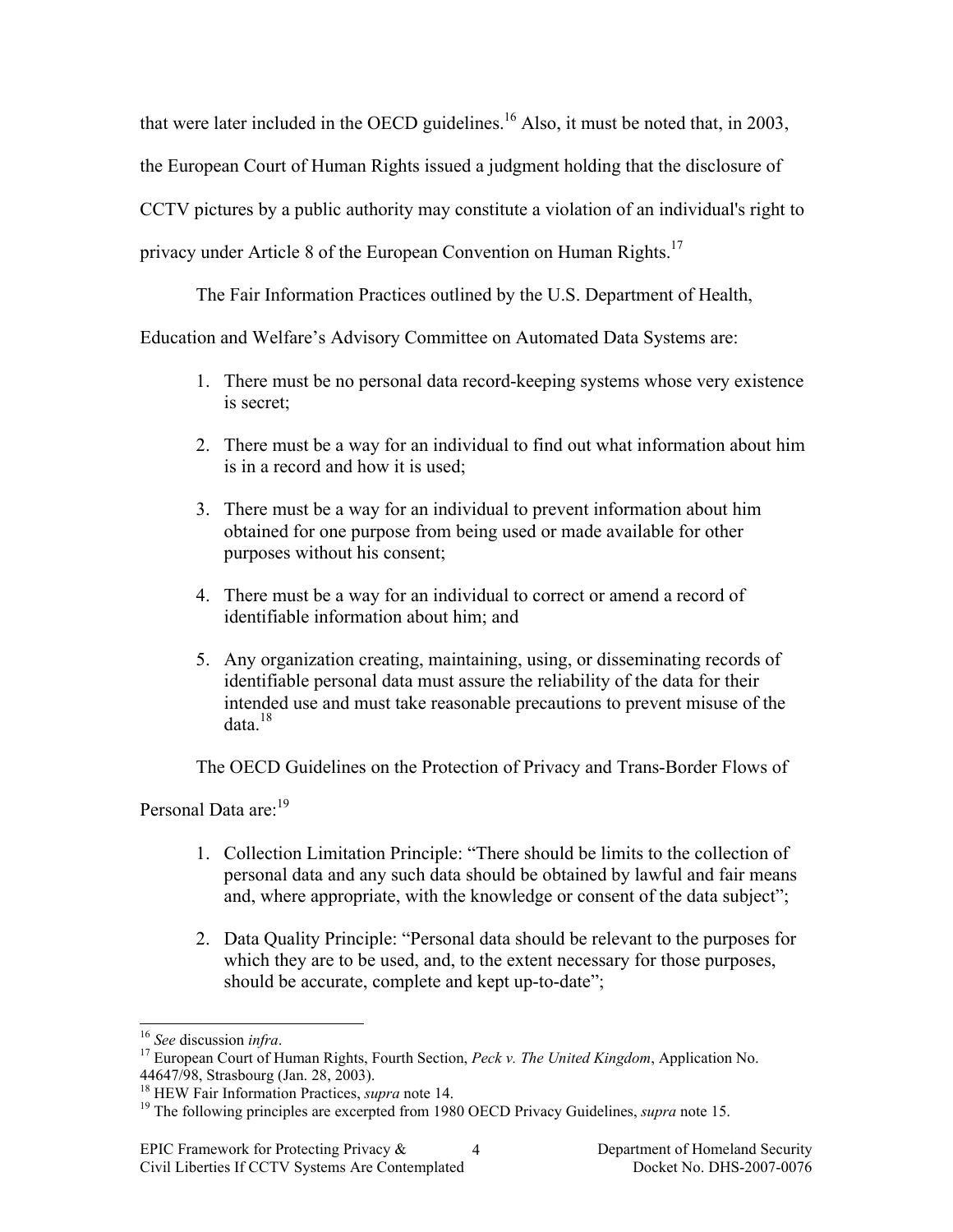that were later included in the OECD guidelines.[16] Also, it must be noted that, in 2003, the European Court of Human Rights issued a judgment holding that the disclosure of CCTV pictures by a public authority may constitute a violation of an individual's right to privacy under Article 8 of the European Convention on Human Rights.[17]

The Fair Information Practices outlined by the U.S. Department of Health, Education and Welfare's Advisory Committee on Automated Data Systems are:

1. There must be no personal data record-keeping systems whose very existence is secret;
2. There must be a way for an individual to find out what information about him is in a record and how it is used;
3. There must be a way for an individual to prevent information about him obtained for one purpose from being used or made available for other purposes without his consent;
4. There must be a way for an individual to correct or amend a record of identifiable information about him; and
5. Any organization creating, maintaining, using, or disseminating records of identifiable personal data must assure the reliability of the data for their intended use and must take reasonable precautions to prevent misuse of the data.[18]

The OECD Guidelines on the Protection of Privacy and Trans-Border Flows of Personal Data are:[19]

1. Collection Limitation Principle: "There should be limits to the collection of personal data and any such data should be obtained by lawful and fair means and, where appropriate, with the knowledge or consent of the data subject";
2. Data Quality Principle: "Personal data should be relevant to the purposes for which they are to be used, and, to the extent necessary for those purposes, should be accurate, complete and kept up-to-date";

---

[16] *See* discussion *infra*.
[17] European Court of Human Rights, Fourth Section, *Peck v. The United Kingdom*, Application No. 44647/98, Strasbourg (Jan. 28, 2003).
[18] HEW Fair Information Practices, *supra* note 14.
[19] The following principles are excerpted from 1980 OECD Privacy Guidelines, *supra* note 15.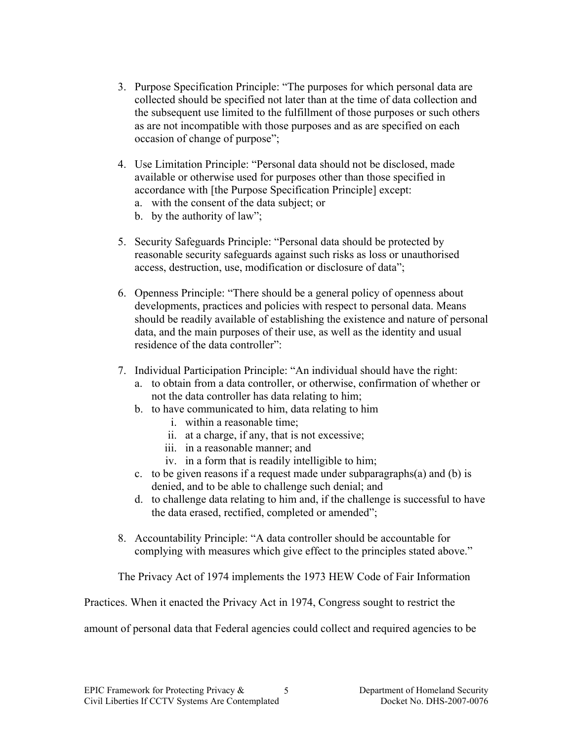3. Purpose Specification Principle: "The purposes for which personal data are collected should be specified not later than at the time of data collection and the subsequent use limited to the fulfillment of those purposes or such others as are not incompatible with those purposes and as are specified on each occasion of change of purpose";

4. Use Limitation Principle: "Personal data should not be disclosed, made available or otherwise used for purposes other than those specified in accordance with [the Purpose Specification Principle] except:
   a. with the consent of the data subject; or
   b. by the authority of law";

5. Security Safeguards Principle: "Personal data should be protected by reasonable security safeguards against such risks as loss or unauthorised access, destruction, use, modification or disclosure of data";

6. Openness Principle: "There should be a general policy of openness about developments, practices and policies with respect to personal data. Means should be readily available of establishing the existence and nature of personal data, and the main purposes of their use, as well as the identity and usual residence of the data controller":

7. Individual Participation Principle: "An individual should have the right:
   a. to obtain from a data controller, or otherwise, confirmation of whether or not the data controller has data relating to him;
   b. to have communicated to him, data relating to him
      i. within a reasonable time;
      ii. at a charge, if any, that is not excessive;
      iii. in a reasonable manner; and
      iv. in a form that is readily intelligible to him;
   c. to be given reasons if a request made under subparagraphs(a) and (b) is denied, and to be able to challenge such denial; and
   d. to challenge data relating to him and, if the challenge is successful to have the data erased, rectified, completed or amended";

8. Accountability Principle: "A data controller should be accountable for complying with measures which give effect to the principles stated above."

The Privacy Act of 1974 implements the 1973 HEW Code of Fair Information Practices. When it enacted the Privacy Act in 1974, Congress sought to restrict the amount of personal data that Federal agencies could collect and required agencies to be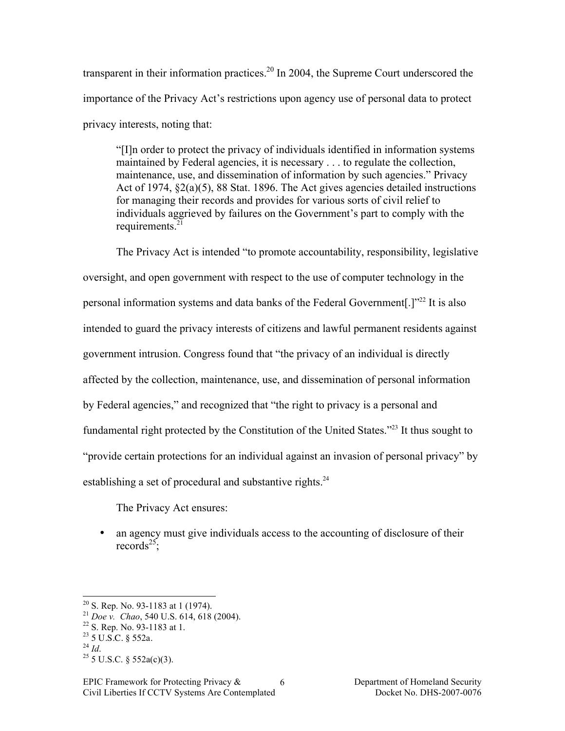transparent in their information practices.[20] In 2004, the Supreme Court underscored the importance of the Privacy Act's restrictions upon agency use of personal data to protect privacy interests, noting that:

> "[I]n order to protect the privacy of individuals identified in information systems maintained by Federal agencies, it is necessary . . . to regulate the collection, maintenance, use, and dissemination of information by such agencies." Privacy Act of 1974, §2(a)(5), 88 Stat. 1896. The Act gives agencies detailed instructions for managing their records and provides for various sorts of civil relief to individuals aggrieved by failures on the Government's part to comply with the requirements.[21]

The Privacy Act is intended "to promote accountability, responsibility, legislative oversight, and open government with respect to the use of computer technology in the personal information systems and data banks of the Federal Government[.]"[22] It is also intended to guard the privacy interests of citizens and lawful permanent residents against government intrusion. Congress found that "the privacy of an individual is directly affected by the collection, maintenance, use, and dissemination of personal information by Federal agencies," and recognized that "the right to privacy is a personal and fundamental right protected by the Constitution of the United States."[23] It thus sought to "provide certain protections for an individual against an invasion of personal privacy" by establishing a set of procedural and substantive rights.[24]

The Privacy Act ensures:

- an agency must give individuals access to the accounting of disclosure of their records[25];

---

[20] S. Rep. No. 93-1183 at 1 (1974).
[21] *Doe v. Chao*, 540 U.S. 614, 618 (2004).
[22] S. Rep. No. 93-1183 at 1.
[23] 5 U.S.C. § 552a.
[24] *Id*.
[25] 5 U.S.C. § 552a(c)(3).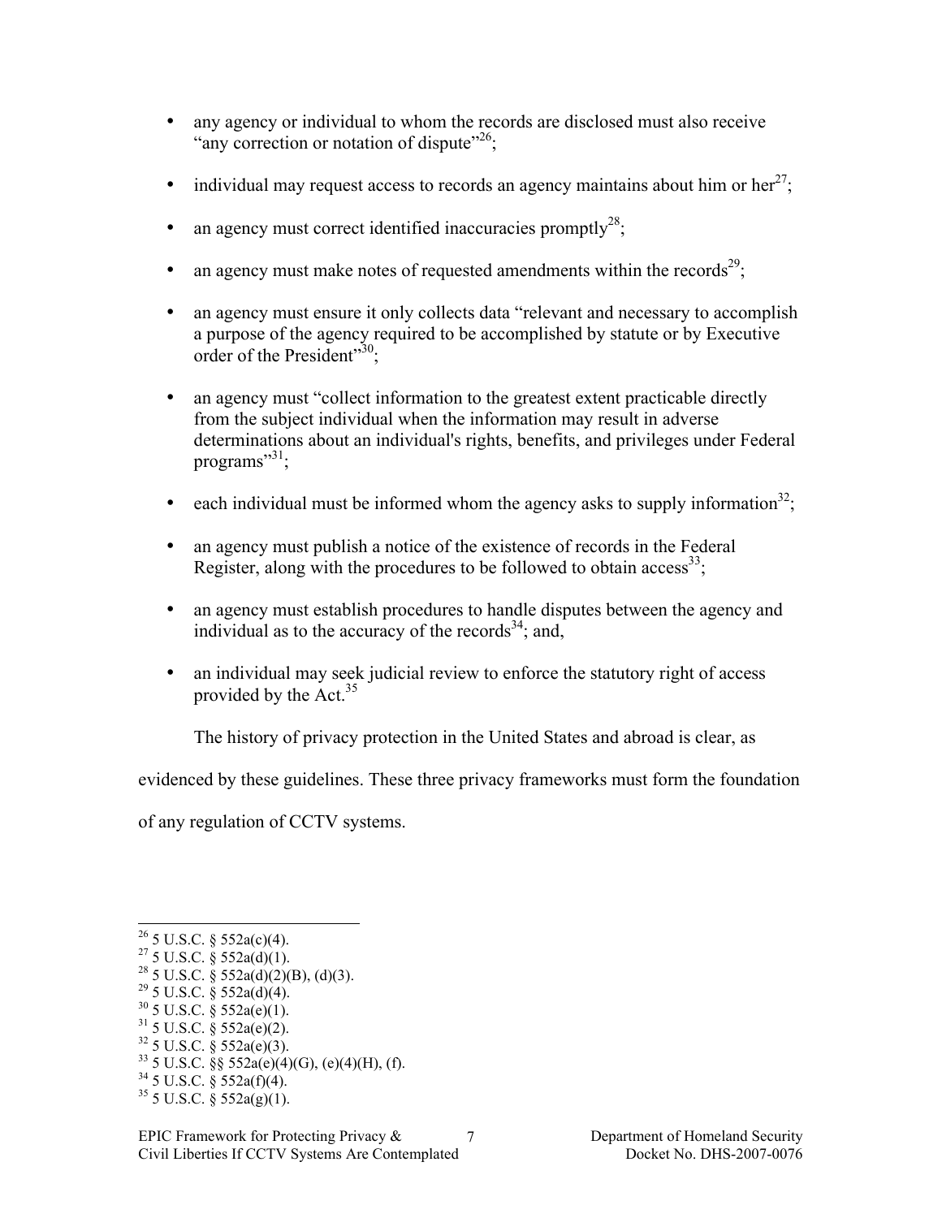- any agency or individual to whom the records are disclosed must also receive "any correction or notation of dispute"[26];

- individual may request access to records an agency maintains about him or her[27];

- an agency must correct identified inaccuracies promptly[28];

- an agency must make notes of requested amendments within the records[29];

- an agency must ensure it only collects data "relevant and necessary to accomplish a purpose of the agency required to be accomplished by statute or by Executive order of the President"[30];

- an agency must "collect information to the greatest extent practicable directly from the subject individual when the information may result in adverse determinations about an individual's rights, benefits, and privileges under Federal programs"[31];

- each individual must be informed whom the agency asks to supply information[32];

- an agency must publish a notice of the existence of records in the Federal Register, along with the procedures to be followed to obtain access[33];

- an agency must establish procedures to handle disputes between the agency and individual as to the accuracy of the records[34]; and,

- an individual may seek judicial review to enforce the statutory right of access provided by the Act.[35]

The history of privacy protection in the United States and abroad is clear, as evidenced by these guidelines. These three privacy frameworks must form the foundation of any regulation of CCTV systems.

---

[26] 5 U.S.C. § 552a(c)(4).
[27] 5 U.S.C. § 552a(d)(1).
[28] 5 U.S.C. § 552a(d)(2)(B), (d)(3).
[29] 5 U.S.C. § 552a(d)(4).
[30] 5 U.S.C. § 552a(e)(1).
[31] 5 U.S.C. § 552a(e)(2).
[32] 5 U.S.C. § 552a(e)(3).
[33] 5 U.S.C. §§ 552a(e)(4)(G), (e)(4)(H), (f).
[34] 5 U.S.C. § 552a(f)(4).
[35] 5 U.S.C. § 552a(g)(1).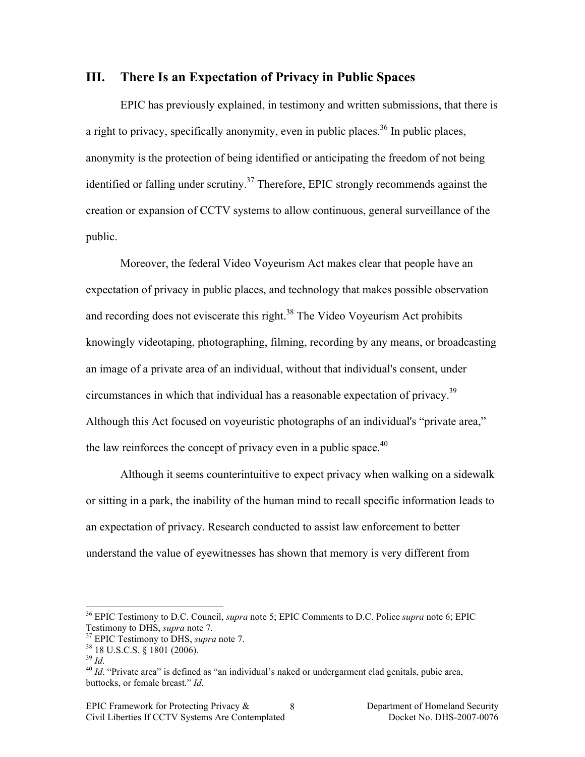## III. There Is an Expectation of Privacy in Public Spaces

EPIC has previously explained, in testimony and written submissions, that there is a right to privacy, specifically anonymity, even in public places.[36] In public places, anonymity is the protection of being identified or anticipating the freedom of not being identified or falling under scrutiny.[37] Therefore, EPIC strongly recommends against the creation or expansion of CCTV systems to allow continuous, general surveillance of the public.

Moreover, the federal Video Voyeurism Act makes clear that people have an expectation of privacy in public places, and technology that makes possible observation and recording does not eviscerate this right.[38] The Video Voyeurism Act prohibits knowingly videotaping, photographing, filming, recording by any means, or broadcasting an image of a private area of an individual, without that individual's consent, under circumstances in which that individual has a reasonable expectation of privacy.[39] Although this Act focused on voyeuristic photographs of an individual's "private area," the law reinforces the concept of privacy even in a public space.[40]

Although it seems counterintuitive to expect privacy when walking on a sidewalk or sitting in a park, the inability of the human mind to recall specific information leads to an expectation of privacy. Research conducted to assist law enforcement to better understand the value of eyewitnesses has shown that memory is very different from

---

[36] EPIC Testimony to D.C. Council, *supra* note 5; EPIC Comments to D.C. Police *supra* note 6; EPIC Testimony to DHS, *supra* note 7.

[37] EPIC Testimony to DHS, *supra* note 7.

[38] 18 U.S.C.S. § 1801 (2006).

[39] *Id*.

[40] *Id*. "Private area" is defined as "an individual's naked or undergarment clad genitals, pubic area, buttocks, or female breast." *Id*.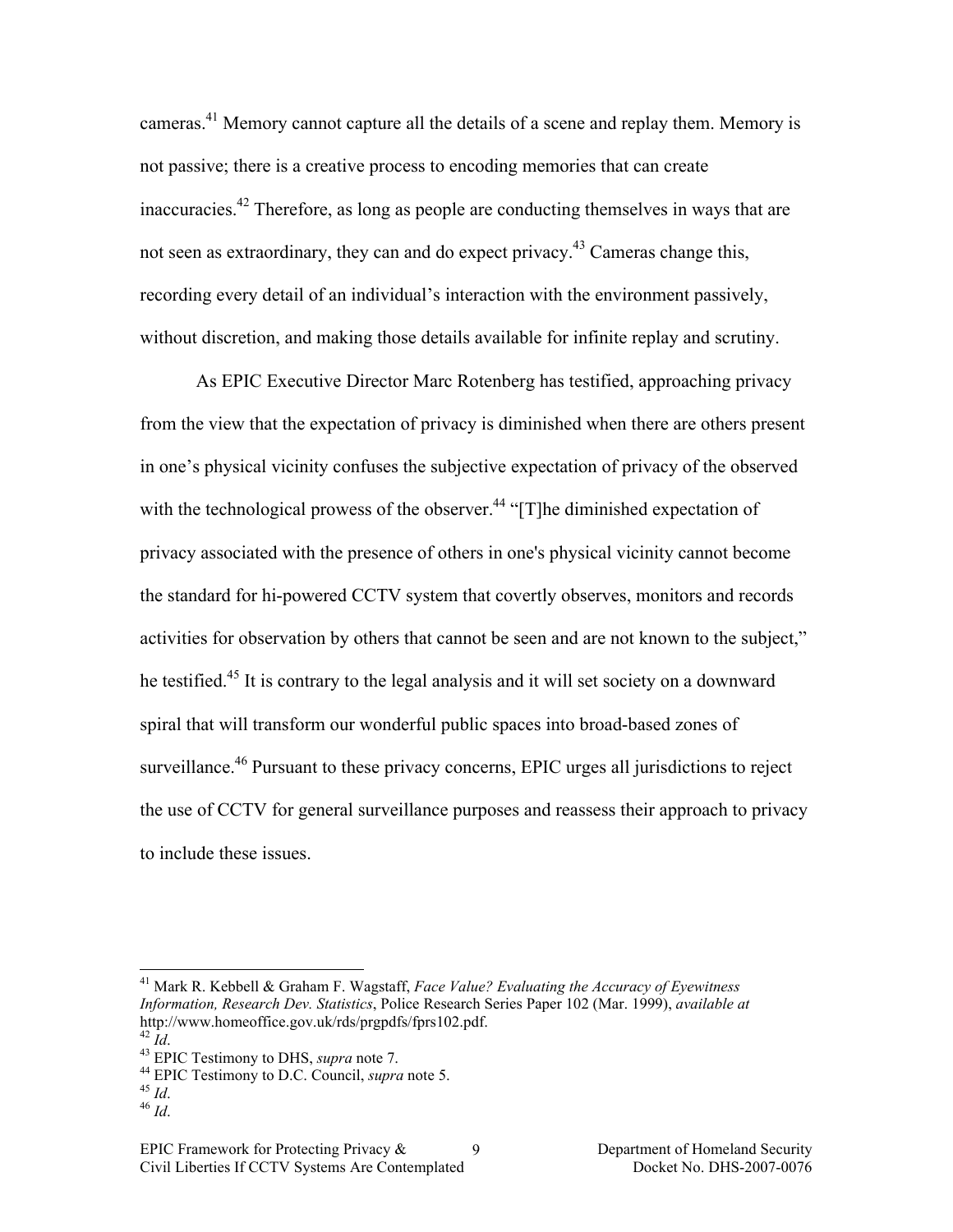cameras.[41] Memory cannot capture all the details of a scene and replay them. Memory is not passive; there is a creative process to encoding memories that can create inaccuracies.[42] Therefore, as long as people are conducting themselves in ways that are not seen as extraordinary, they can and do expect privacy.[43] Cameras change this, recording every detail of an individual's interaction with the environment passively, without discretion, and making those details available for infinite replay and scrutiny.

As EPIC Executive Director Marc Rotenberg has testified, approaching privacy from the view that the expectation of privacy is diminished when there are others present in one's physical vicinity confuses the subjective expectation of privacy of the observed with the technological prowess of the observer.[44] "[T]he diminished expectation of privacy associated with the presence of others in one's physical vicinity cannot become the standard for hi-powered CCTV system that covertly observes, monitors and records activities for observation by others that cannot be seen and are not known to the subject," he testified.[45] It is contrary to the legal analysis and it will set society on a downward spiral that will transform our wonderful public spaces into broad-based zones of surveillance.[46] Pursuant to these privacy concerns, EPIC urges all jurisdictions to reject the use of CCTV for general surveillance purposes and reassess their approach to privacy to include these issues.

---

[41] Mark R. Kebbell & Graham F. Wagstaff, *Face Value? Evaluating the Accuracy of Eyewitness Information, Research Dev. Statistics*, Police Research Series Paper 102 (Mar. 1999), *available at* http://www.homeoffice.gov.uk/rds/prgpdfs/fprs102.pdf.

[42] *Id*.

[43] EPIC Testimony to DHS, *supra* note 7.

[44] EPIC Testimony to D.C. Council, *supra* note 5.

[45] *Id*.

[46] *Id*.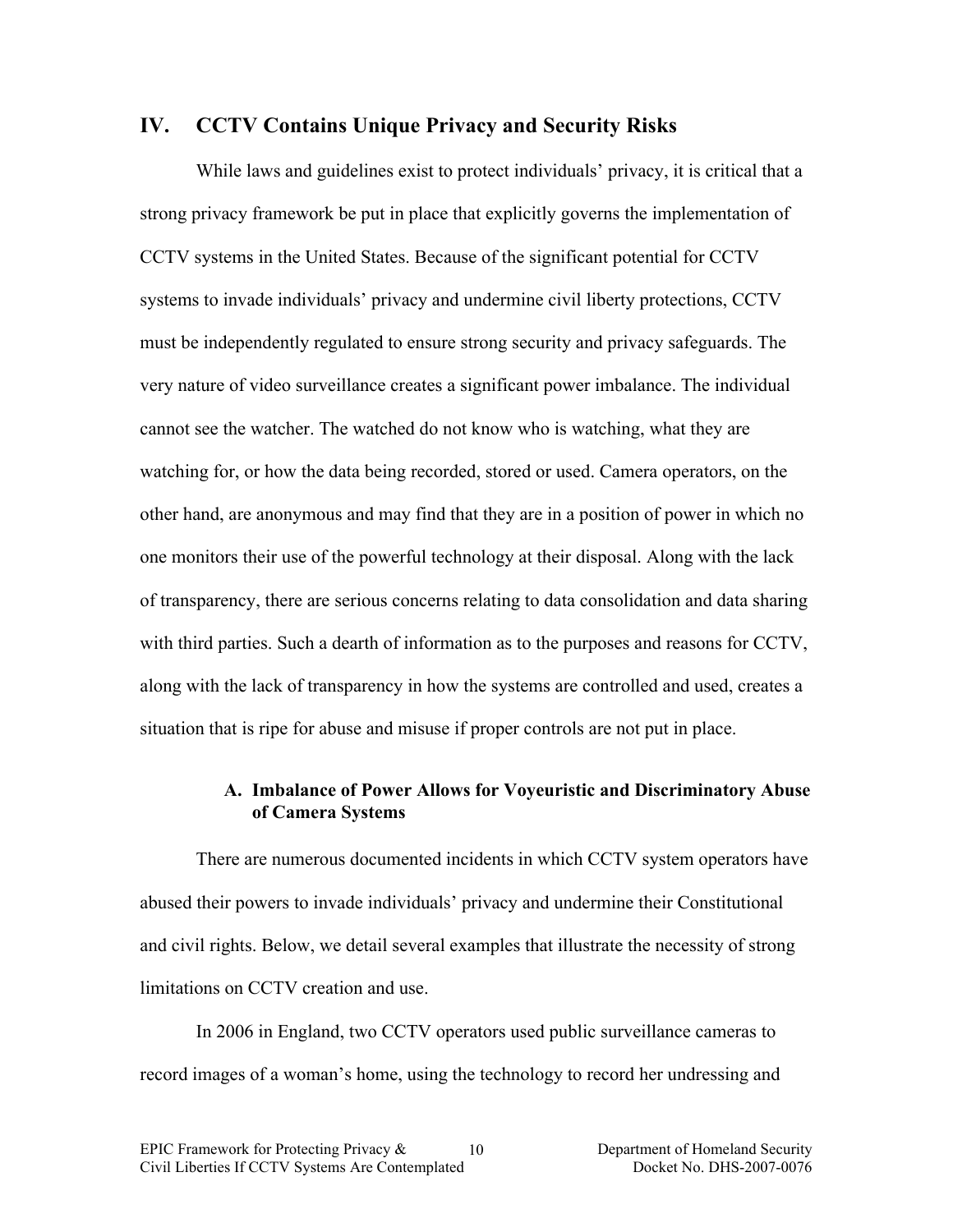## IV. CCTV Contains Unique Privacy and Security Risks

While laws and guidelines exist to protect individuals' privacy, it is critical that a strong privacy framework be put in place that explicitly governs the implementation of CCTV systems in the United States. Because of the significant potential for CCTV systems to invade individuals' privacy and undermine civil liberty protections, CCTV must be independently regulated to ensure strong security and privacy safeguards. The very nature of video surveillance creates a significant power imbalance. The individual cannot see the watcher. The watched do not know who is watching, what they are watching for, or how the data being recorded, stored or used. Camera operators, on the other hand, are anonymous and may find that they are in a position of power in which no one monitors their use of the powerful technology at their disposal. Along with the lack of transparency, there are serious concerns relating to data consolidation and data sharing with third parties. Such a dearth of information as to the purposes and reasons for CCTV, along with the lack of transparency in how the systems are controlled and used, creates a situation that is ripe for abuse and misuse if proper controls are not put in place.

### A. Imbalance of Power Allows for Voyeuristic and Discriminatory Abuse of Camera Systems

There are numerous documented incidents in which CCTV system operators have abused their powers to invade individuals' privacy and undermine their Constitutional and civil rights. Below, we detail several examples that illustrate the necessity of strong limitations on CCTV creation and use.

In 2006 in England, two CCTV operators used public surveillance cameras to record images of a woman's home, using the technology to record her undressing and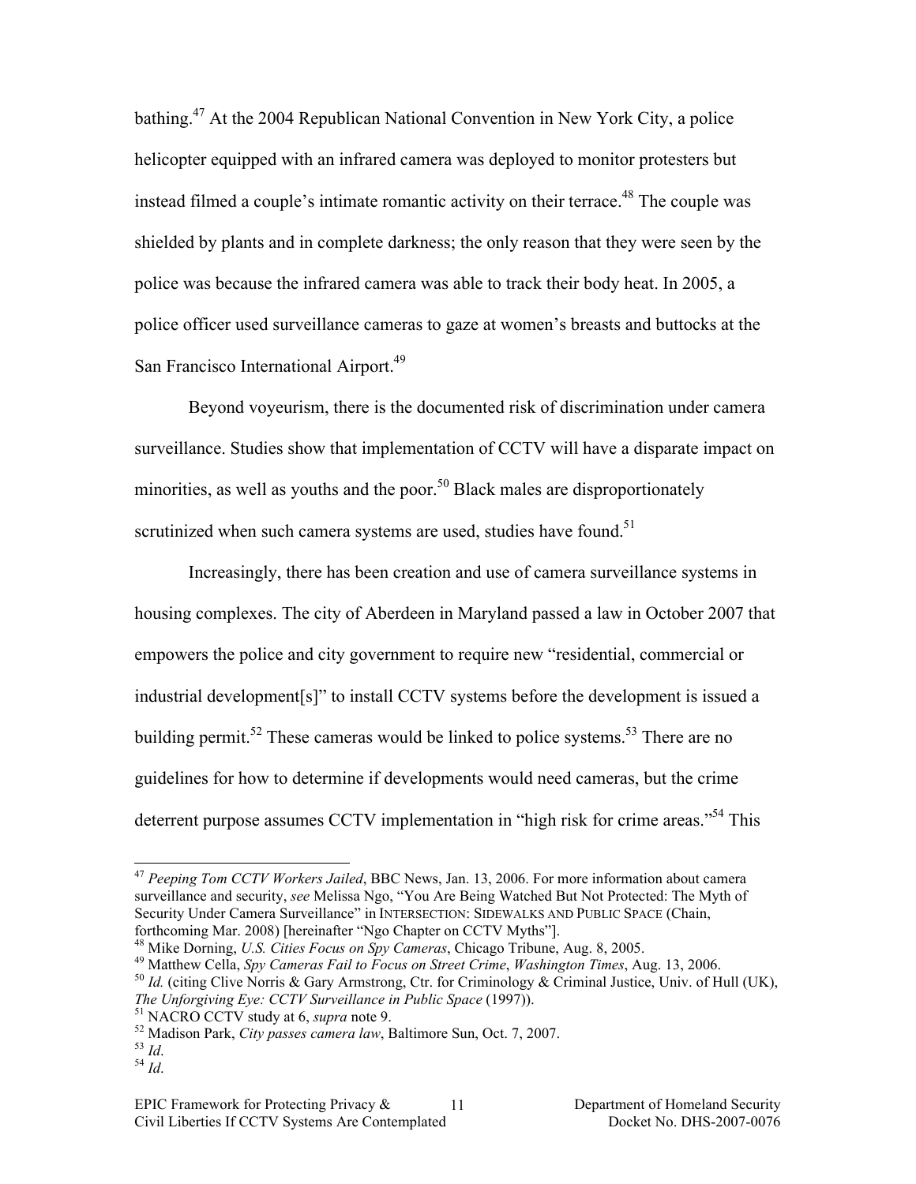bathing.[47] At the 2004 Republican National Convention in New York City, a police helicopter equipped with an infrared camera was deployed to monitor protesters but instead filmed a couple's intimate romantic activity on their terrace.[48] The couple was shielded by plants and in complete darkness; the only reason that they were seen by the police was because the infrared camera was able to track their body heat. In 2005, a police officer used surveillance cameras to gaze at women's breasts and buttocks at the San Francisco International Airport.[49]

Beyond voyeurism, there is the documented risk of discrimination under camera surveillance. Studies show that implementation of CCTV will have a disparate impact on minorities, as well as youths and the poor.[50] Black males are disproportionately scrutinized when such camera systems are used, studies have found.[51]

Increasingly, there has been creation and use of camera surveillance systems in housing complexes. The city of Aberdeen in Maryland passed a law in October 2007 that empowers the police and city government to require new "residential, commercial or industrial development[s]" to install CCTV systems before the development is issued a building permit.[52] These cameras would be linked to police systems.[53] There are no guidelines for how to determine if developments would need cameras, but the crime deterrent purpose assumes CCTV implementation in "high risk for crime areas."[54] This

---

[47] *Peeping Tom CCTV Workers Jailed*, BBC News, Jan. 13, 2006. For more information about camera surveillance and security, *see* Melissa Ngo, "You Are Being Watched But Not Protected: The Myth of Security Under Camera Surveillance" in INTERSECTION: SIDEWALKS AND PUBLIC SPACE (Chain, forthcoming Mar. 2008) [hereinafter "Ngo Chapter on CCTV Myths"].

[48] Mike Dorning, *U.S. Cities Focus on Spy Cameras*, Chicago Tribune, Aug. 8, 2005.

[49] Matthew Cella, *Spy Cameras Fail to Focus on Street Crime*, *Washington Times*, Aug. 13, 2006.

[50] *Id.* (citing Clive Norris & Gary Armstrong, Ctr. for Criminology & Criminal Justice, Univ. of Hull (UK), *The Unforgiving Eye: CCTV Surveillance in Public Space* (1997)).

[51] NACRO CCTV study at 6, *supra* note 9.

[52] Madison Park, *City passes camera law*, Baltimore Sun, Oct. 7, 2007.

[53] *Id*.

[54] *Id*.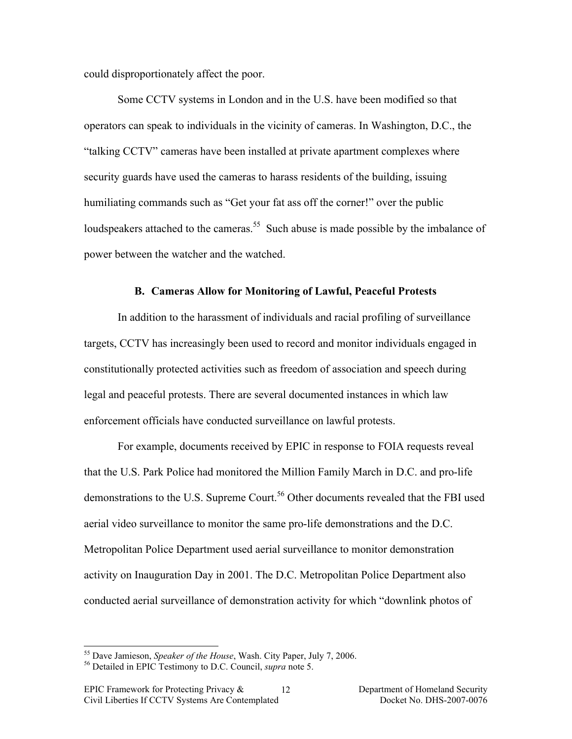could disproportionately affect the poor.

Some CCTV systems in London and in the U.S. have been modified so that operators can speak to individuals in the vicinity of cameras. In Washington, D.C., the "talking CCTV" cameras have been installed at private apartment complexes where security guards have used the cameras to harass residents of the building, issuing humiliating commands such as "Get your fat ass off the corner!" over the public loudspeakers attached to the cameras.[55] Such abuse is made possible by the imbalance of power between the watcher and the watched.

### B. Cameras Allow for Monitoring of Lawful, Peaceful Protests

In addition to the harassment of individuals and racial profiling of surveillance targets, CCTV has increasingly been used to record and monitor individuals engaged in constitutionally protected activities such as freedom of association and speech during legal and peaceful protests. There are several documented instances in which law enforcement officials have conducted surveillance on lawful protests.

For example, documents received by EPIC in response to FOIA requests reveal that the U.S. Park Police had monitored the Million Family March in D.C. and pro-life demonstrations to the U.S. Supreme Court.[56] Other documents revealed that the FBI used aerial video surveillance to monitor the same pro-life demonstrations and the D.C. Metropolitan Police Department used aerial surveillance to monitor demonstration activity on Inauguration Day in 2001. The D.C. Metropolitan Police Department also conducted aerial surveillance of demonstration activity for which "downlink photos of

---

[55] Dave Jamieson, *Speaker of the House*, Wash. City Paper, July 7, 2006.

[56] Detailed in EPIC Testimony to D.C. Council, *supra* note 5.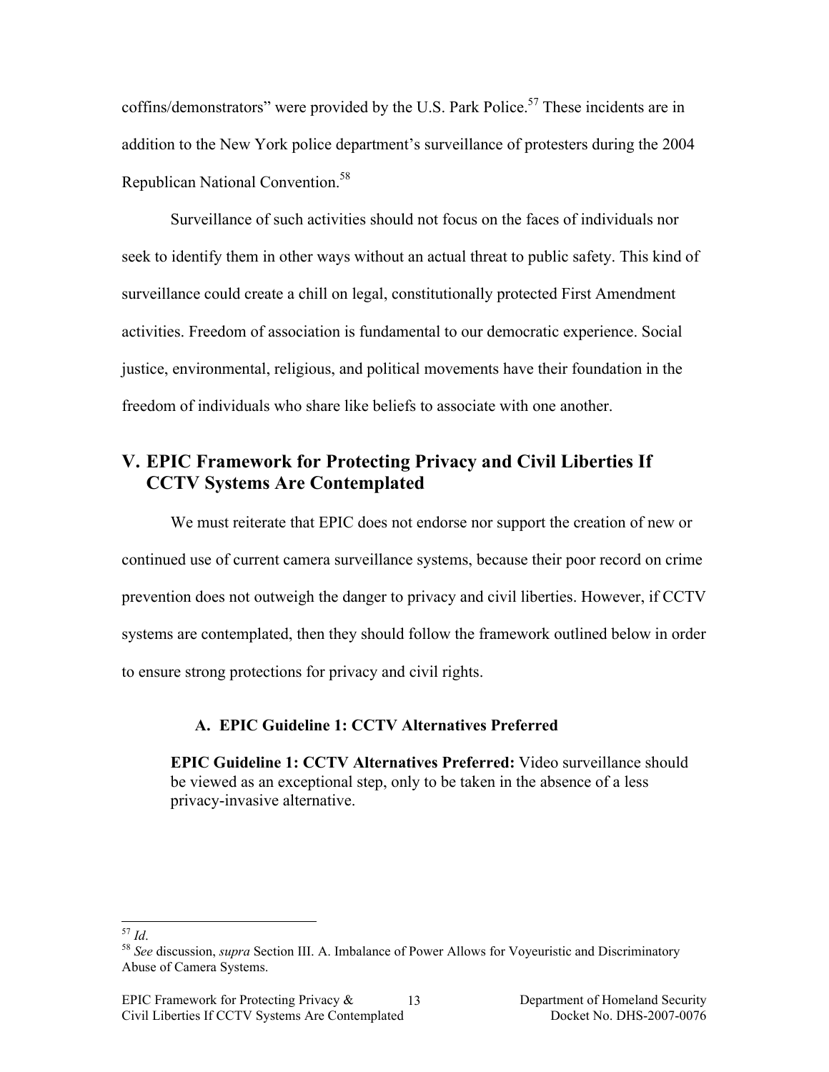coffins/demonstrators" were provided by the U.S. Park Police.[57] These incidents are in addition to the New York police department's surveillance of protesters during the 2004 Republican National Convention.[58]

Surveillance of such activities should not focus on the faces of individuals nor seek to identify them in other ways without an actual threat to public safety. This kind of surveillance could create a chill on legal, constitutionally protected First Amendment activities. Freedom of association is fundamental to our democratic experience. Social justice, environmental, religious, and political movements have their foundation in the freedom of individuals who share like beliefs to associate with one another.

## V. EPIC Framework for Protecting Privacy and Civil Liberties If CCTV Systems Are Contemplated

We must reiterate that EPIC does not endorse nor support the creation of new or continued use of current camera surveillance systems, because their poor record on crime prevention does not outweigh the danger to privacy and civil liberties. However, if CCTV systems are contemplated, then they should follow the framework outlined below in order to ensure strong protections for privacy and civil rights.

### A. EPIC Guideline 1: CCTV Alternatives Preferred

**EPIC Guideline 1: CCTV Alternatives Preferred:** Video surveillance should be viewed as an exceptional step, only to be taken in the absence of a less privacy-invasive alternative.

---

[57] *Id*.

[58] *See* discussion, *supra* Section III. A. Imbalance of Power Allows for Voyeuristic and Discriminatory Abuse of Camera Systems.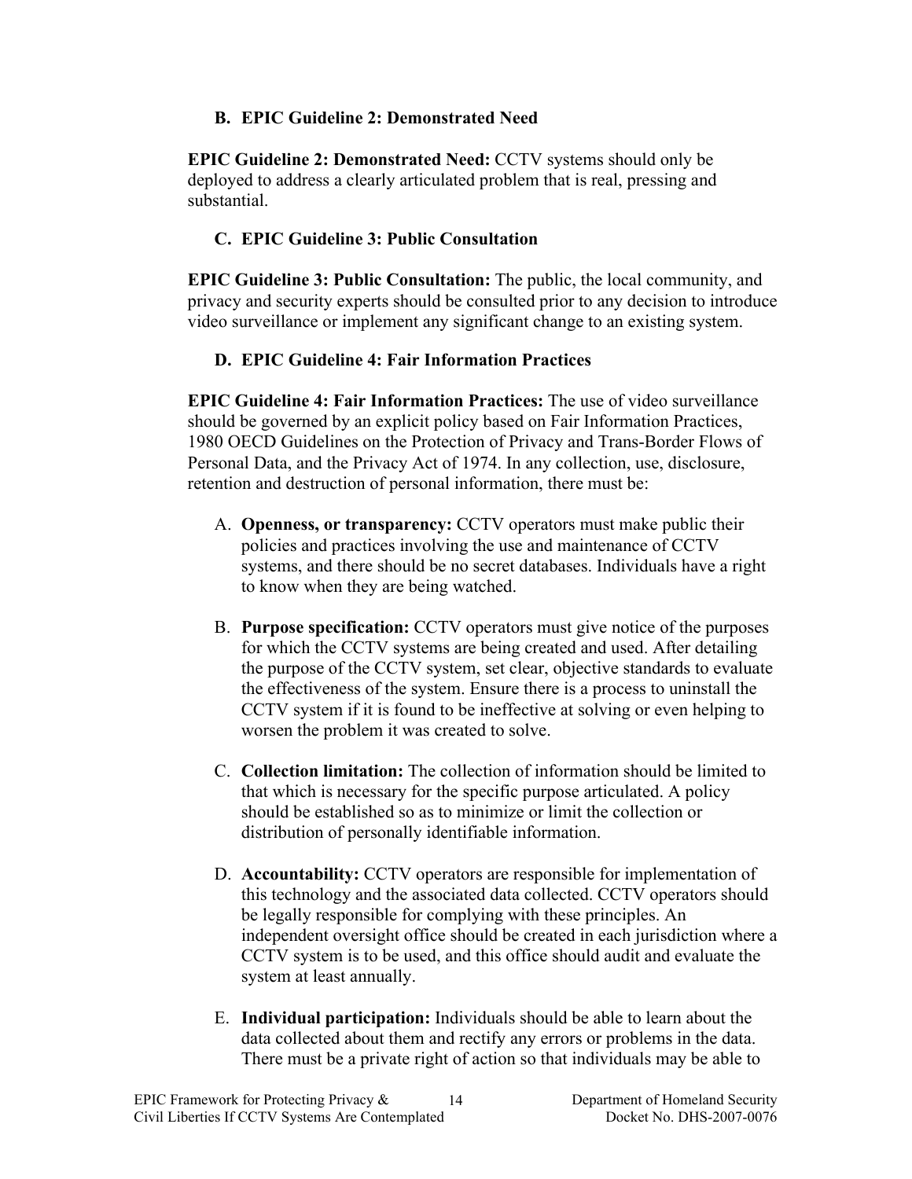### B. EPIC Guideline 2: Demonstrated Need

**EPIC Guideline 2: Demonstrated Need:** CCTV systems should only be deployed to address a clearly articulated problem that is real, pressing and substantial.

### C. EPIC Guideline 3: Public Consultation

**EPIC Guideline 3: Public Consultation:** The public, the local community, and privacy and security experts should be consulted prior to any decision to introduce video surveillance or implement any significant change to an existing system.

### D. EPIC Guideline 4: Fair Information Practices

**EPIC Guideline 4: Fair Information Practices:** The use of video surveillance should be governed by an explicit policy based on Fair Information Practices, 1980 OECD Guidelines on the Protection of Privacy and Trans-Border Flows of Personal Data, and the Privacy Act of 1974. In any collection, use, disclosure, retention and destruction of personal information, there must be:

A. **Openness, or transparency:** CCTV operators must make public their policies and practices involving the use and maintenance of CCTV systems, and there should be no secret databases. Individuals have a right to know when they are being watched.

B. **Purpose specification:** CCTV operators must give notice of the purposes for which the CCTV systems are being created and used. After detailing the purpose of the CCTV system, set clear, objective standards to evaluate the effectiveness of the system. Ensure there is a process to uninstall the CCTV system if it is found to be ineffective at solving or even helping to worsen the problem it was created to solve.

C. **Collection limitation:** The collection of information should be limited to that which is necessary for the specific purpose articulated. A policy should be established so as to minimize or limit the collection or distribution of personally identifiable information.

D. **Accountability:** CCTV operators are responsible for implementation of this technology and the associated data collected. CCTV operators should be legally responsible for complying with these principles. An independent oversight office should be created in each jurisdiction where a CCTV system is to be used, and this office should audit and evaluate the system at least annually.

E. **Individual participation:** Individuals should be able to learn about the data collected about them and rectify any errors or problems in the data. There must be a private right of action so that individuals may be able to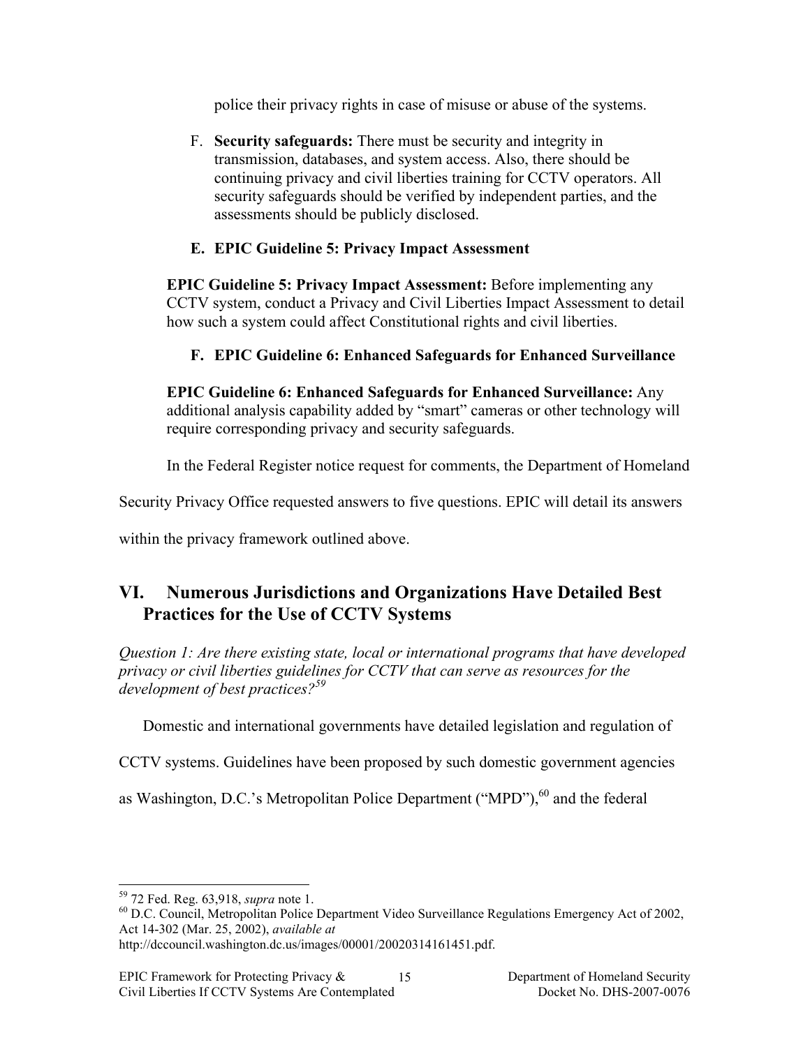police their privacy rights in case of misuse or abuse of the systems.

F. **Security safeguards:** There must be security and integrity in transmission, databases, and system access. Also, there should be continuing privacy and civil liberties training for CCTV operators. All security safeguards should be verified by independent parties, and the assessments should be publicly disclosed.

### E. EPIC Guideline 5: Privacy Impact Assessment

**EPIC Guideline 5: Privacy Impact Assessment:** Before implementing any CCTV system, conduct a Privacy and Civil Liberties Impact Assessment to detail how such a system could affect Constitutional rights and civil liberties.

### F. EPIC Guideline 6: Enhanced Safeguards for Enhanced Surveillance

**EPIC Guideline 6: Enhanced Safeguards for Enhanced Surveillance:** Any additional analysis capability added by "smart" cameras or other technology will require corresponding privacy and security safeguards.

In the Federal Register notice request for comments, the Department of Homeland Security Privacy Office requested answers to five questions. EPIC will detail its answers within the privacy framework outlined above.

## VI. Numerous Jurisdictions and Organizations Have Detailed Best Practices for the Use of CCTV Systems

*Question 1: Are there existing state, local or international programs that have developed privacy or civil liberties guidelines for CCTV that can serve as resources for the development of best practices?*[59]

Domestic and international governments have detailed legislation and regulation of CCTV systems. Guidelines have been proposed by such domestic government agencies as Washington, D.C.'s Metropolitan Police Department ("MPD"),[60] and the federal

---

[59] 72 Fed. Reg. 63,918, *supra* note 1.

[60] D.C. Council, Metropolitan Police Department Video Surveillance Regulations Emergency Act of 2002, Act 14-302 (Mar. 25, 2002), *available at* http://dccouncil.washington.dc.us/images/00001/20020314161451.pdf.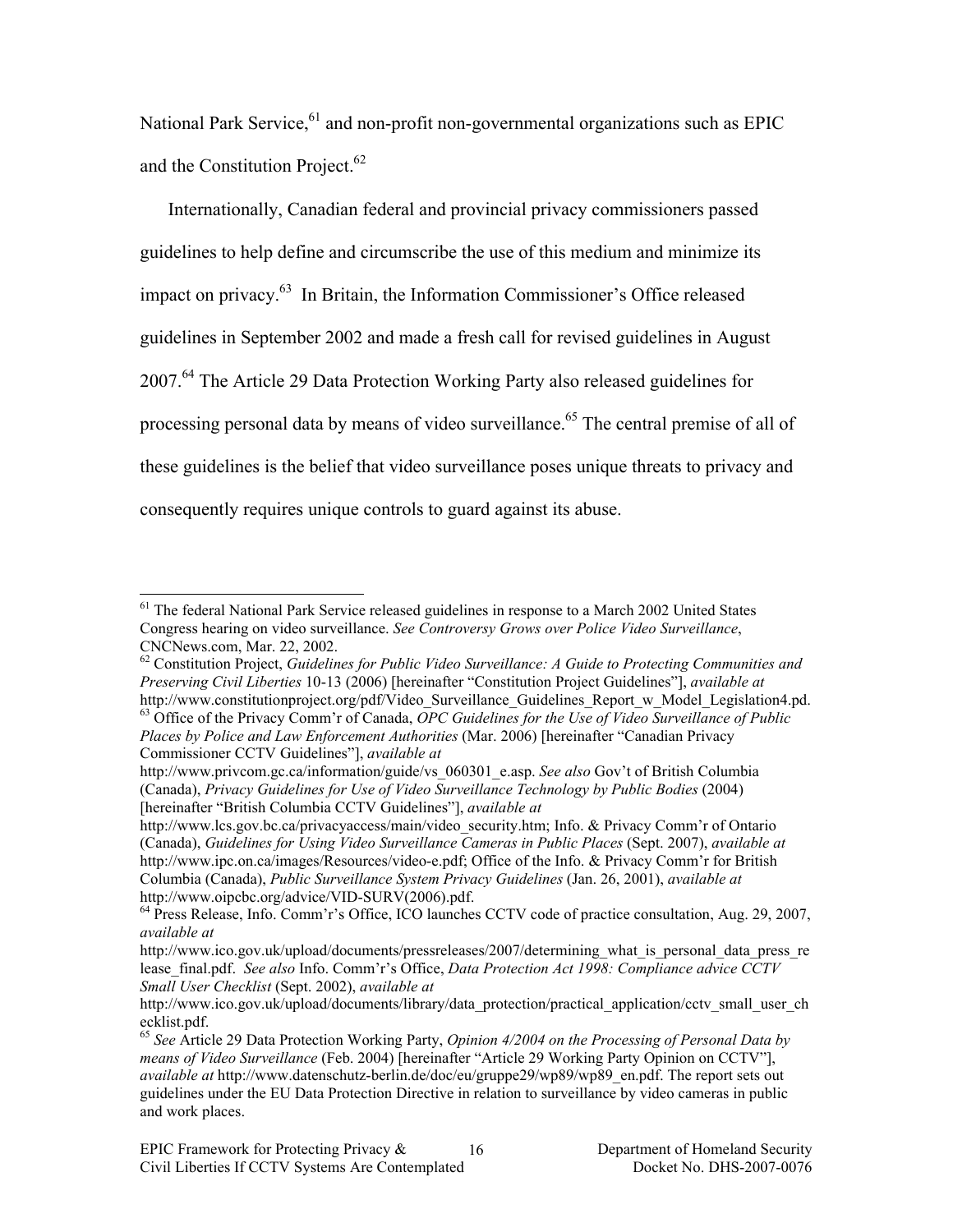National Park Service,[61] and non-profit non-governmental organizations such as EPIC and the Constitution Project.[62]

Internationally, Canadian federal and provincial privacy commissioners passed guidelines to help define and circumscribe the use of this medium and minimize its impact on privacy.[63] In Britain, the Information Commissioner's Office released guidelines in September 2002 and made a fresh call for revised guidelines in August 2007.[64] The Article 29 Data Protection Working Party also released guidelines for processing personal data by means of video surveillance.[65] The central premise of all of these guidelines is the belief that video surveillance poses unique threats to privacy and consequently requires unique controls to guard against its abuse.

---

[61] The federal National Park Service released guidelines in response to a March 2002 United States Congress hearing on video surveillance. *See Controversy Grows over Police Video Surveillance*, CNCNews.com, Mar. 22, 2002.

[62] Constitution Project, *Guidelines for Public Video Surveillance: A Guide to Protecting Communities and Preserving Civil Liberties* 10-13 (2006) [hereinafter "Constitution Project Guidelines"], *available at* http://www.constitutionproject.org/pdf/Video_Surveillance_Guidelines_Report_w_Model_Legislation4.pd.

[63] Office of the Privacy Comm'r of Canada, *OPC Guidelines for the Use of Video Surveillance of Public Places by Police and Law Enforcement Authorities* (Mar. 2006) [hereinafter "Canadian Privacy Commissioner CCTV Guidelines"], *available at* http://www.privcom.gc.ca/information/guide/vs_060301_e.asp. *See also* Gov't of British Columbia (Canada), *Privacy Guidelines for Use of Video Surveillance Technology by Public Bodies* (2004) [hereinafter "British Columbia CCTV Guidelines"], *available at* http://www.lcs.gov.bc.ca/privacyaccess/main/video_security.htm; Info. & Privacy Comm'r of Ontario (Canada), *Guidelines for Using Video Surveillance Cameras in Public Places* (Sept. 2007), *available at* http://www.ipc.on.ca/images/Resources/video-e.pdf; Office of the Info. & Privacy Comm'r for British Columbia (Canada), *Public Surveillance System Privacy Guidelines* (Jan. 26, 2001), *available at* http://www.oipcbc.org/advice/VID-SURV(2006).pdf.

[64] Press Release, Info. Comm'r's Office, ICO launches CCTV code of practice consultation, Aug. 29, 2007, *available at* http://www.ico.gov.uk/upload/documents/pressreleases/2007/determining_what_is_personal_data_press_release_final.pdf. *See also* Info. Comm'r's Office, *Data Protection Act 1998: Compliance advice CCTV Small User Checklist* (Sept. 2002), *available at* http://www.ico.gov.uk/upload/documents/library/data_protection/practical_application/cctv_small_user_checklist.pdf.

[65] *See* Article 29 Data Protection Working Party, *Opinion 4/2004 on the Processing of Personal Data by means of Video Surveillance* (Feb. 2004) [hereinafter "Article 29 Working Party Opinion on CCTV"], *available at* http://www.datenschutz-berlin.de/doc/eu/gruppe29/wp89/wp89_en.pdf. The report sets out guidelines under the EU Data Protection Directive in relation to surveillance by video cameras in public and work places.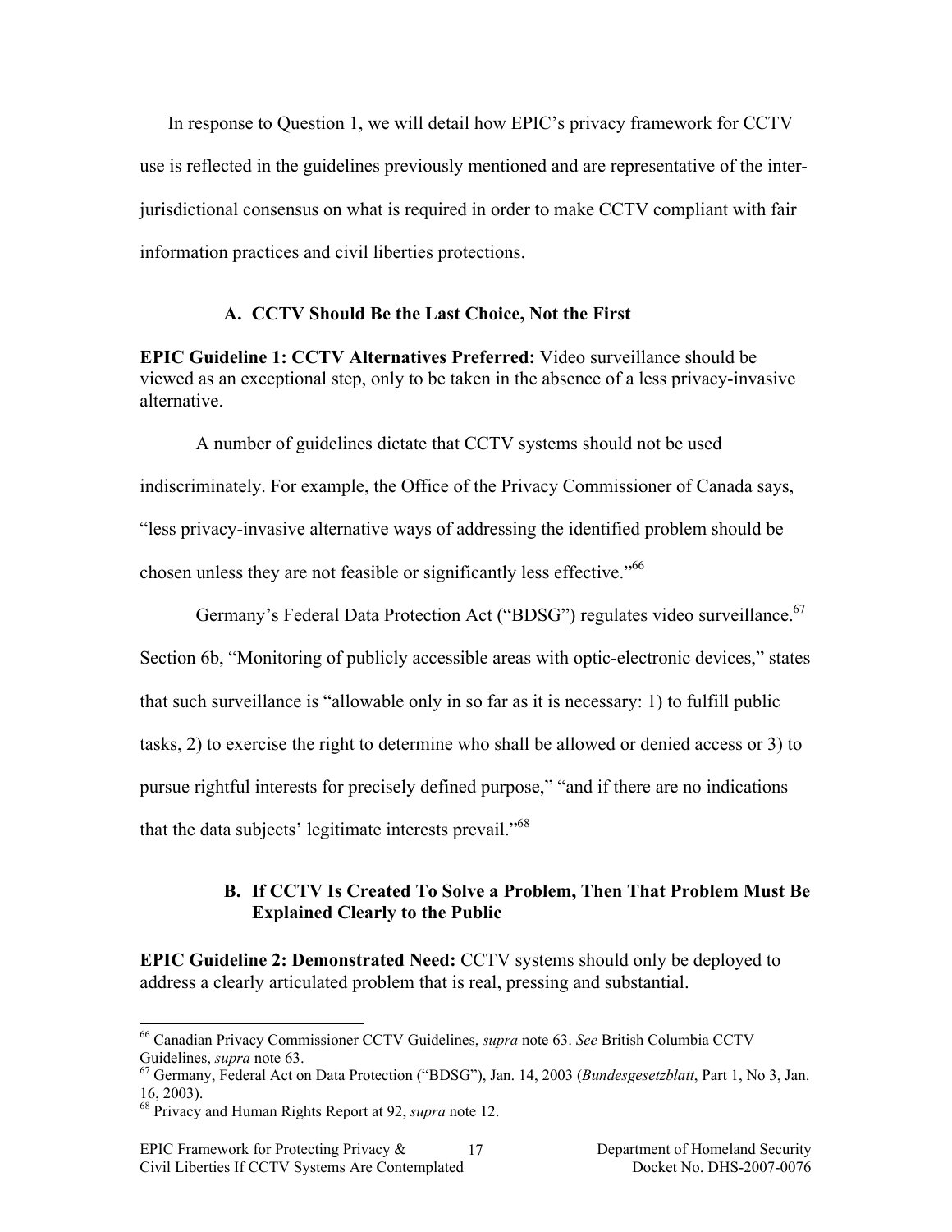In response to Question 1, we will detail how EPIC's privacy framework for CCTV use is reflected in the guidelines previously mentioned and are representative of the inter-jurisdictional consensus on what is required in order to make CCTV compliant with fair information practices and civil liberties protections.

### A. CCTV Should Be the Last Choice, Not the First

**EPIC Guideline 1: CCTV Alternatives Preferred:** Video surveillance should be viewed as an exceptional step, only to be taken in the absence of a less privacy-invasive alternative.

A number of guidelines dictate that CCTV systems should not be used indiscriminately. For example, the Office of the Privacy Commissioner of Canada says, "less privacy-invasive alternative ways of addressing the identified problem should be chosen unless they are not feasible or significantly less effective."[66]

Germany's Federal Data Protection Act ("BDSG") regulates video surveillance.[67] Section 6b, "Monitoring of publicly accessible areas with optic-electronic devices," states that such surveillance is "allowable only in so far as it is necessary: 1) to fulfill public tasks, 2) to exercise the right to determine who shall be allowed or denied access or 3) to pursue rightful interests for precisely defined purpose," "and if there are no indications that the data subjects' legitimate interests prevail."[68]

### B. If CCTV Is Created To Solve a Problem, Then That Problem Must Be Explained Clearly to the Public

**EPIC Guideline 2: Demonstrated Need:** CCTV systems should only be deployed to address a clearly articulated problem that is real, pressing and substantial.

---

[66] Canadian Privacy Commissioner CCTV Guidelines, *supra* note 63. *See* British Columbia CCTV Guidelines, *supra* note 63.

[67] Germany, Federal Act on Data Protection ("BDSG"), Jan. 14, 2003 (*Bundesgesetzblatt*, Part 1, No 3, Jan. 16, 2003).

[68] Privacy and Human Rights Report at 92, *supra* note 12.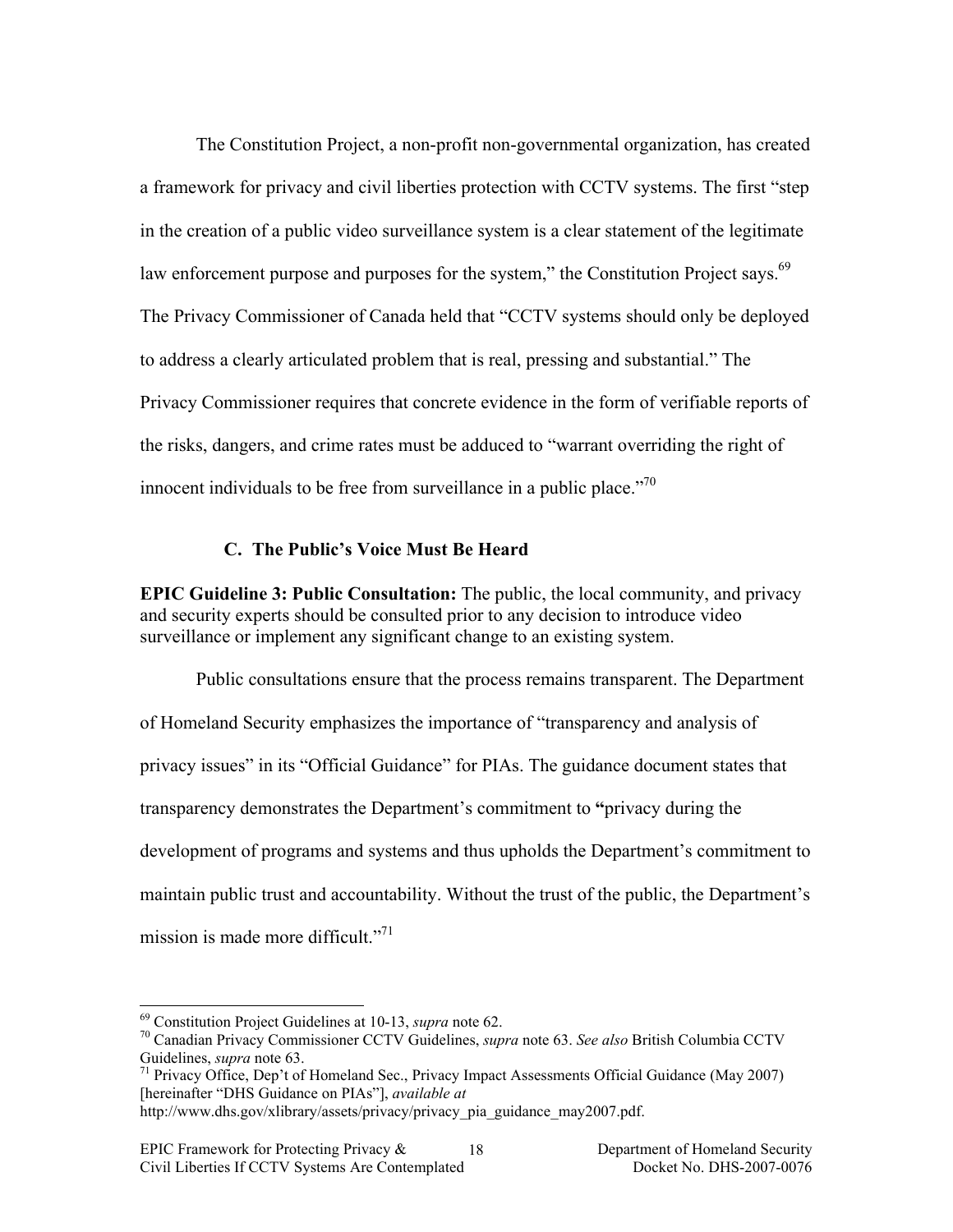The Constitution Project, a non-profit non-governmental organization, has created a framework for privacy and civil liberties protection with CCTV systems. The first "step in the creation of a public video surveillance system is a clear statement of the legitimate law enforcement purpose and purposes for the system," the Constitution Project says.[69] The Privacy Commissioner of Canada held that "CCTV systems should only be deployed to address a clearly articulated problem that is real, pressing and substantial." The Privacy Commissioner requires that concrete evidence in the form of verifiable reports of the risks, dangers, and crime rates must be adduced to "warrant overriding the right of innocent individuals to be free from surveillance in a public place."[70]

### C. The Public's Voice Must Be Heard

**EPIC Guideline 3: Public Consultation:** The public, the local community, and privacy and security experts should be consulted prior to any decision to introduce video surveillance or implement any significant change to an existing system.

Public consultations ensure that the process remains transparent. The Department of Homeland Security emphasizes the importance of "transparency and analysis of privacy issues" in its "Official Guidance" for PIAs. The guidance document states that transparency demonstrates the Department's commitment to **"**privacy during the development of programs and systems and thus upholds the Department's commitment to maintain public trust and accountability. Without the trust of the public, the Department's mission is made more difficult."[71]

---

[69] Constitution Project Guidelines at 10-13, *supra* note 62.

[70] Canadian Privacy Commissioner CCTV Guidelines, *supra* note 63. *See also* British Columbia CCTV Guidelines, *supra* note 63.

[71] Privacy Office, Dep't of Homeland Sec., Privacy Impact Assessments Official Guidance (May 2007) [hereinafter "DHS Guidance on PIAs"], *available at* http://www.dhs.gov/xlibrary/assets/privacy/privacy_pia_guidance_may2007.pdf.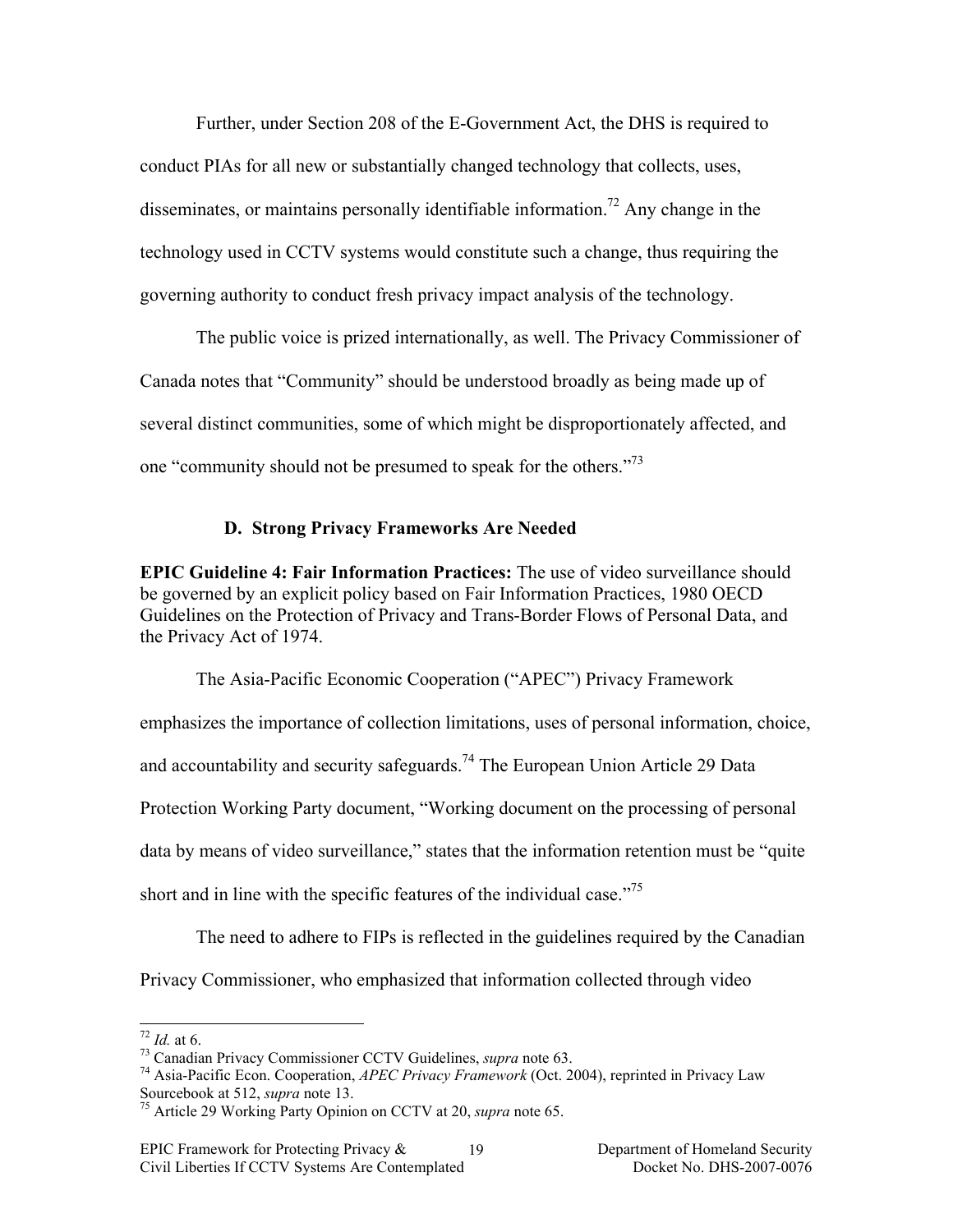Further, under Section 208 of the E-Government Act, the DHS is required to conduct PIAs for all new or substantially changed technology that collects, uses, disseminates, or maintains personally identifiable information.[72] Any change in the technology used in CCTV systems would constitute such a change, thus requiring the governing authority to conduct fresh privacy impact analysis of the technology.

The public voice is prized internationally, as well. The Privacy Commissioner of Canada notes that "Community" should be understood broadly as being made up of several distinct communities, some of which might be disproportionately affected, and one "community should not be presumed to speak for the others."[73]

### D. Strong Privacy Frameworks Are Needed

**EPIC Guideline 4: Fair Information Practices:** The use of video surveillance should be governed by an explicit policy based on Fair Information Practices, 1980 OECD Guidelines on the Protection of Privacy and Trans-Border Flows of Personal Data, and the Privacy Act of 1974.

The Asia-Pacific Economic Cooperation ("APEC") Privacy Framework emphasizes the importance of collection limitations, uses of personal information, choice, and accountability and security safeguards.[74] The European Union Article 29 Data Protection Working Party document, "Working document on the processing of personal data by means of video surveillance," states that the information retention must be "quite short and in line with the specific features of the individual case."[75]

The need to adhere to FIPs is reflected in the guidelines required by the Canadian Privacy Commissioner, who emphasized that information collected through video

---

[72] *Id.* at 6.

[73] Canadian Privacy Commissioner CCTV Guidelines, *supra* note 63.

[74] Asia-Pacific Econ. Cooperation, *APEC Privacy Framework* (Oct. 2004), reprinted in Privacy Law Sourcebook at 512, *supra* note 13.

[75] Article 29 Working Party Opinion on CCTV at 20, *supra* note 65.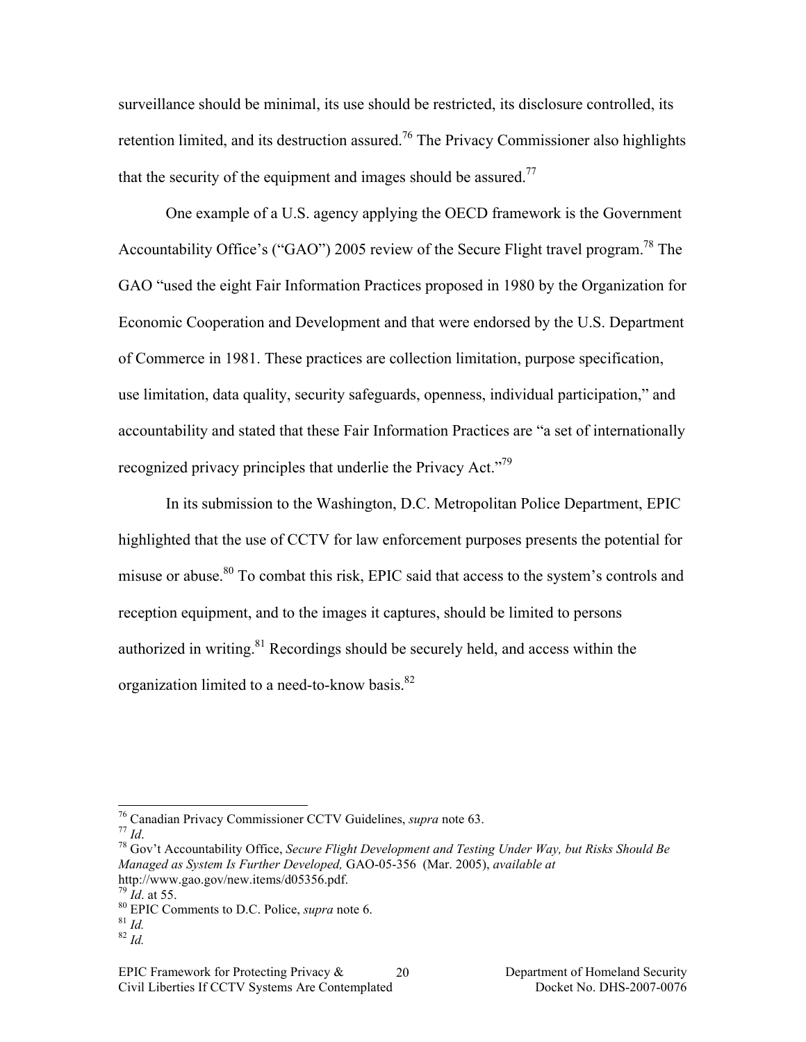surveillance should be minimal, its use should be restricted, its disclosure controlled, its retention limited, and its destruction assured.[76] The Privacy Commissioner also highlights that the security of the equipment and images should be assured.[77]

One example of a U.S. agency applying the OECD framework is the Government Accountability Office's ("GAO") 2005 review of the Secure Flight travel program.[78] The GAO "used the eight Fair Information Practices proposed in 1980 by the Organization for Economic Cooperation and Development and that were endorsed by the U.S. Department of Commerce in 1981. These practices are collection limitation, purpose specification, use limitation, data quality, security safeguards, openness, individual participation," and accountability and stated that these Fair Information Practices are "a set of internationally recognized privacy principles that underlie the Privacy Act."[79]

In its submission to the Washington, D.C. Metropolitan Police Department, EPIC highlighted that the use of CCTV for law enforcement purposes presents the potential for misuse or abuse.[80] To combat this risk, EPIC said that access to the system's controls and reception equipment, and to the images it captures, should be limited to persons authorized in writing.[81] Recordings should be securely held, and access within the organization limited to a need-to-know basis.[82]

---

[76] Canadian Privacy Commissioner CCTV Guidelines, *supra* note 63.

[77] *Id*.

[78] Gov't Accountability Office, *Secure Flight Development and Testing Under Way, but Risks Should Be Managed as System Is Further Developed,* GAO-05-356 (Mar. 2005), *available at* http://www.gao.gov/new.items/d05356.pdf.

[79] *Id*. at 55.

[80] EPIC Comments to D.C. Police, *supra* note 6.

[81] *Id.*

[82] *Id.*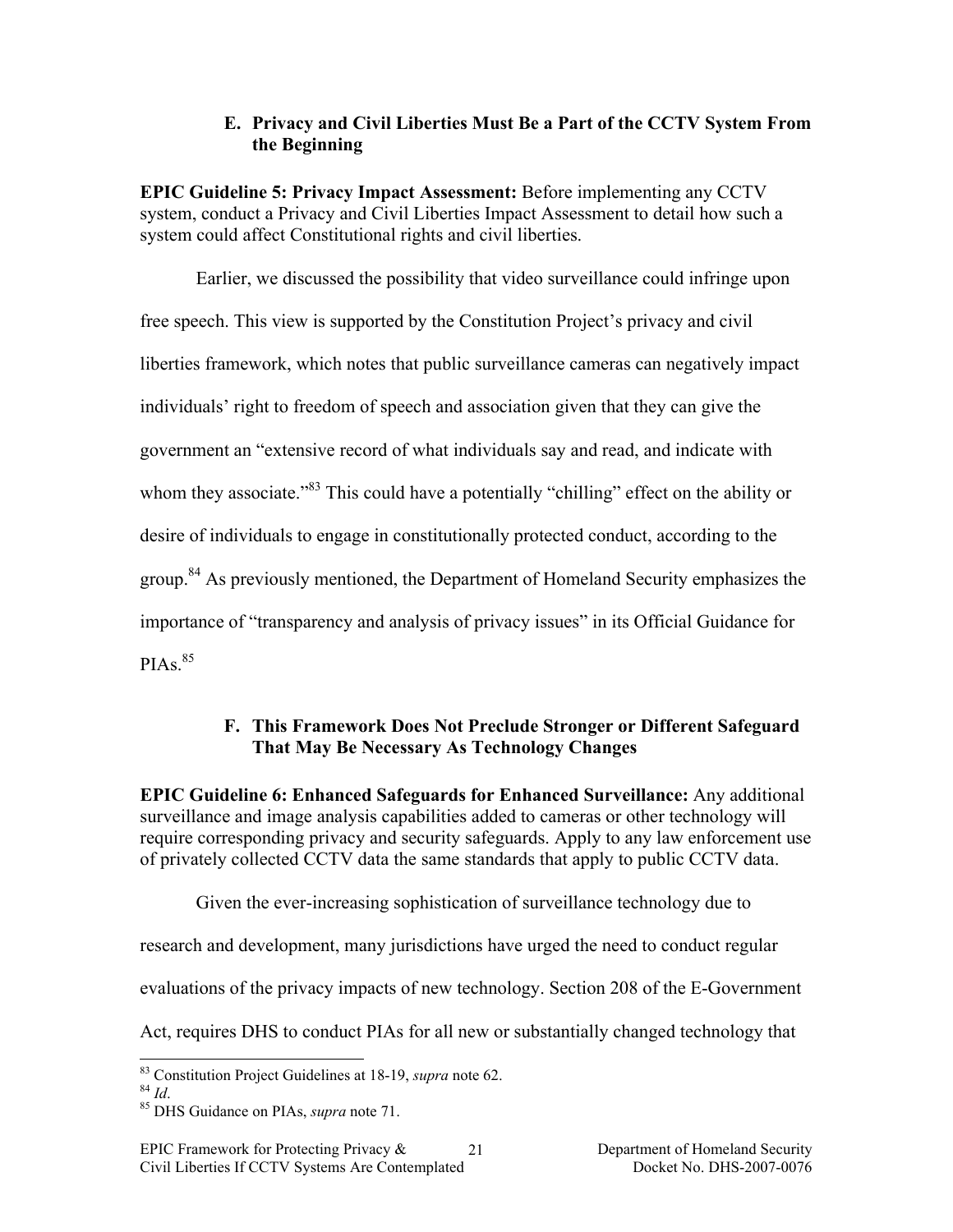### E. Privacy and Civil Liberties Must Be a Part of the CCTV System From the Beginning

**EPIC Guideline 5: Privacy Impact Assessment:** Before implementing any CCTV system, conduct a Privacy and Civil Liberties Impact Assessment to detail how such a system could affect Constitutional rights and civil liberties.

Earlier, we discussed the possibility that video surveillance could infringe upon free speech. This view is supported by the Constitution Project's privacy and civil liberties framework, which notes that public surveillance cameras can negatively impact individuals' right to freedom of speech and association given that they can give the government an "extensive record of what individuals say and read, and indicate with whom they associate."[83] This could have a potentially "chilling" effect on the ability or desire of individuals to engage in constitutionally protected conduct, according to the group.[84] As previously mentioned, the Department of Homeland Security emphasizes the importance of "transparency and analysis of privacy issues" in its Official Guidance for PIAs.[85]

### F. This Framework Does Not Preclude Stronger or Different Safeguard That May Be Necessary As Technology Changes

**EPIC Guideline 6: Enhanced Safeguards for Enhanced Surveillance:** Any additional surveillance and image analysis capabilities added to cameras or other technology will require corresponding privacy and security safeguards. Apply to any law enforcement use of privately collected CCTV data the same standards that apply to public CCTV data.

Given the ever-increasing sophistication of surveillance technology due to research and development, many jurisdictions have urged the need to conduct regular evaluations of the privacy impacts of new technology. Section 208 of the E-Government Act, requires DHS to conduct PIAs for all new or substantially changed technology that

---

[83] Constitution Project Guidelines at 18-19, *supra* note 62.

[84] *Id*.

[85] DHS Guidance on PIAs, *supra* note 71.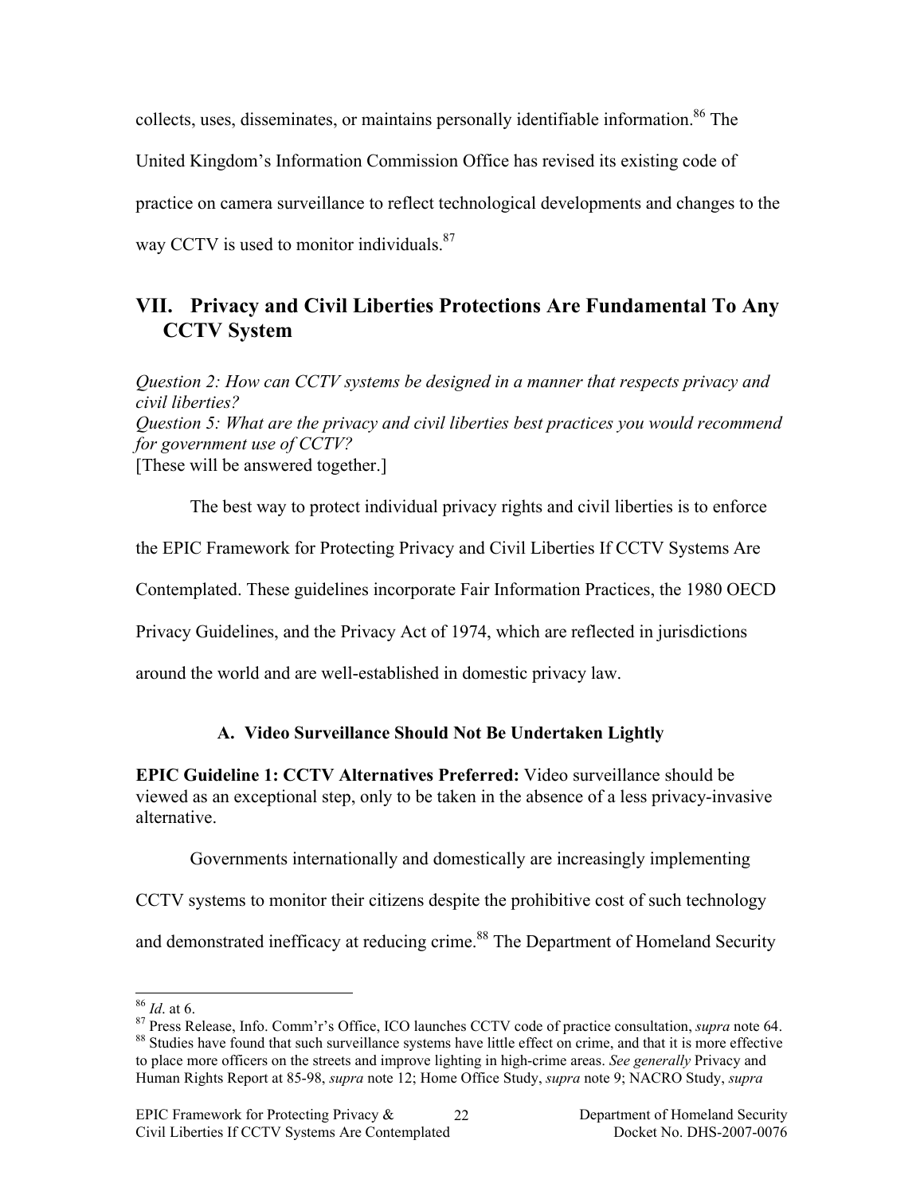collects, uses, disseminates, or maintains personally identifiable information.[86] The United Kingdom's Information Commission Office has revised its existing code of practice on camera surveillance to reflect technological developments and changes to the way CCTV is used to monitor individuals.[87]

## VII. Privacy and Civil Liberties Protections Are Fundamental To Any CCTV System

*Question 2: How can CCTV systems be designed in a manner that respects privacy and civil liberties?*
*Question 5: What are the privacy and civil liberties best practices you would recommend for government use of CCTV?*
[These will be answered together.]

The best way to protect individual privacy rights and civil liberties is to enforce the EPIC Framework for Protecting Privacy and Civil Liberties If CCTV Systems Are Contemplated. These guidelines incorporate Fair Information Practices, the 1980 OECD Privacy Guidelines, and the Privacy Act of 1974, which are reflected in jurisdictions around the world and are well-established in domestic privacy law.

### A. Video Surveillance Should Not Be Undertaken Lightly

**EPIC Guideline 1: CCTV Alternatives Preferred:** Video surveillance should be viewed as an exceptional step, only to be taken in the absence of a less privacy-invasive alternative.

Governments internationally and domestically are increasingly implementing CCTV systems to monitor their citizens despite the prohibitive cost of such technology and demonstrated inefficacy at reducing crime.[88] The Department of Homeland Security

---

[86] *Id*. at 6.

[87] Press Release, Info. Comm'r's Office, ICO launches CCTV code of practice consultation, *supra* note 64.

[88] Studies have found that such surveillance systems have little effect on crime, and that it is more effective to place more officers on the streets and improve lighting in high-crime areas. *See generally* Privacy and Human Rights Report at 85-98, *supra* note 12; Home Office Study, *supra* note 9; NACRO Study, *supra*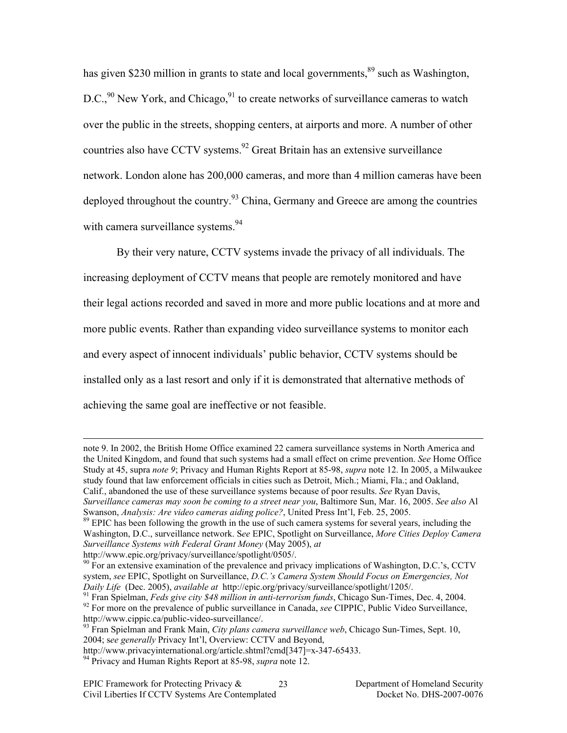has given $230 million in grants to state and local governments,[89] such as Washington, D.C.,[90] New York, and Chicago,[91] to create networks of surveillance cameras to watch over the public in the streets, shopping centers, at airports and more. A number of other countries also have CCTV systems.[92] Great Britain has an extensive surveillance network. London alone has 200,000 cameras, and more than 4 million cameras have been deployed throughout the country.[93] China, Germany and Greece are among the countries with camera surveillance systems.[94]

By their very nature, CCTV systems invade the privacy of all individuals. The increasing deployment of CCTV means that people are remotely monitored and have their legal actions recorded and saved in more and more public locations and at more and more public events. Rather than expanding video surveillance systems to monitor each and every aspect of innocent individuals' public behavior, CCTV systems should be installed only as a last resort and only if it is demonstrated that alternative methods of achieving the same goal are ineffective or not feasible.

---

note 9. In 2002, the British Home Office examined 22 camera surveillance systems in North America and the United Kingdom, and found that such systems had a small effect on crime prevention. *See* Home Office Study at 45, supra *note 9*; Privacy and Human Rights Report at 85-98, *supra* note 12. In 2005, a Milwaukee study found that law enforcement officials in cities such as Detroit, Mich.; Miami, Fla.; and Oakland, Calif., abandoned the use of these surveillance systems because of poor results. *See* Ryan Davis, *Surveillance cameras may soon be coming to a street near you*, Baltimore Sun, Mar. 16, 2005. *See also* Al Swanson, *Analysis: Are video cameras aiding police?*, United Press Int'l, Feb. 25, 2005.

[89] EPIC has been following the growth in the use of such camera systems for several years, including the Washington, D.C., surveillance network. S*ee* EPIC, Spotlight on Surveillance, *More Cities Deploy Camera Surveillance Systems with Federal Grant Money* (May 2005), *at* http://www.epic.org/privacy/surveillance/spotlight/0505/.

[90] For an extensive examination of the prevalence and privacy implications of Washington, D.C.'s, CCTV system, *see* EPIC, Spotlight on Surveillance, *D.C.'s Camera System Should Focus on Emergencies, Not Daily Life* (Dec. 2005), *available at* http://epic.org/privacy/surveillance/spotlight/1205/.

[91] Fran Spielman, *Feds give city $48 million in anti-terrorism funds*, Chicago Sun-Times, Dec. 4, 2004.

[92] For more on the prevalence of public surveillance in Canada, *see* CIPPIC, Public Video Surveillance, http://www.cippic.ca/public-video-surveillance/.

[93] Fran Spielman and Frank Main, *City plans camera surveillance web*, Chicago Sun-Times, Sept. 10, 2004; s*ee generally* Privacy Int'l, Overview: CCTV and Beyond, http://www.privacyinternational.org/article.shtml?cmd[347]=x-347-65433.

[94] Privacy and Human Rights Report at 85-98, *supra* note 12.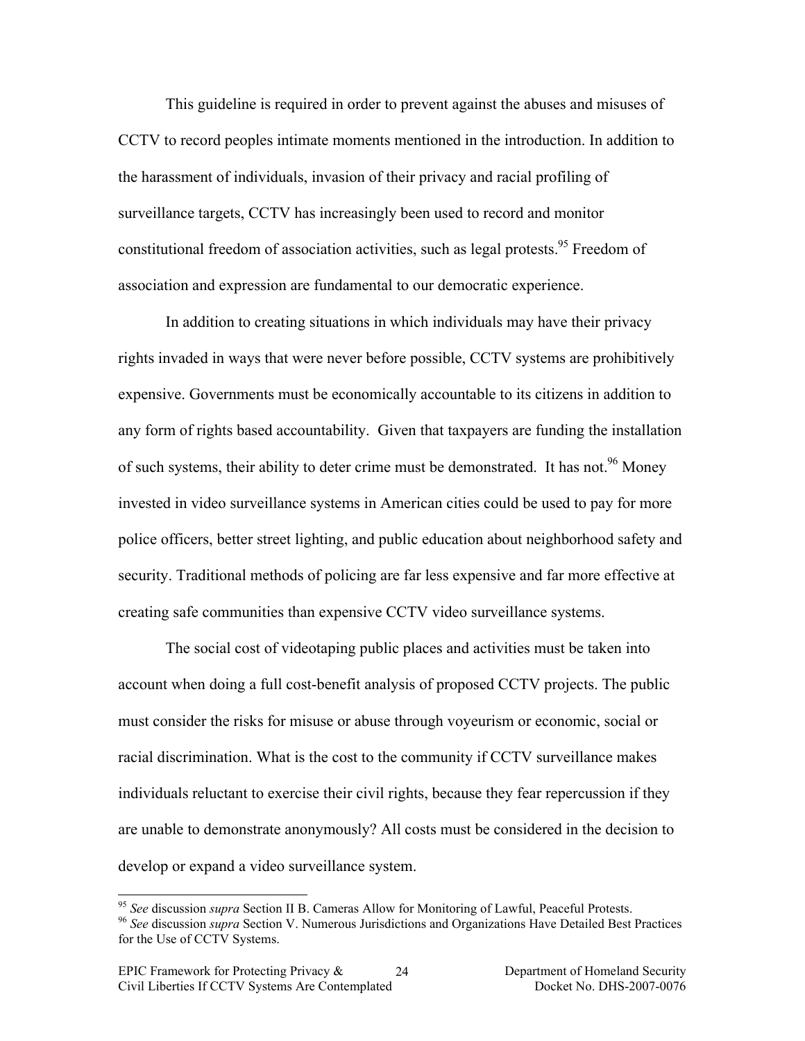This guideline is required in order to prevent against the abuses and misuses of CCTV to record peoples intimate moments mentioned in the introduction. In addition to the harassment of individuals, invasion of their privacy and racial profiling of surveillance targets, CCTV has increasingly been used to record and monitor constitutional freedom of association activities, such as legal protests.[95] Freedom of association and expression are fundamental to our democratic experience.

In addition to creating situations in which individuals may have their privacy rights invaded in ways that were never before possible, CCTV systems are prohibitively expensive. Governments must be economically accountable to its citizens in addition to any form of rights based accountability. Given that taxpayers are funding the installation of such systems, their ability to deter crime must be demonstrated. It has not.[96] Money invested in video surveillance systems in American cities could be used to pay for more police officers, better street lighting, and public education about neighborhood safety and security. Traditional methods of policing are far less expensive and far more effective at creating safe communities than expensive CCTV video surveillance systems.

The social cost of videotaping public places and activities must be taken into account when doing a full cost-benefit analysis of proposed CCTV projects. The public must consider the risks for misuse or abuse through voyeurism or economic, social or racial discrimination. What is the cost to the community if CCTV surveillance makes individuals reluctant to exercise their civil rights, because they fear repercussion if they are unable to demonstrate anonymously? All costs must be considered in the decision to develop or expand a video surveillance system.

---

[95] *See* discussion *supra* Section II B. Cameras Allow for Monitoring of Lawful, Peaceful Protests.

[96] *See* discussion *supra* Section V. Numerous Jurisdictions and Organizations Have Detailed Best Practices for the Use of CCTV Systems.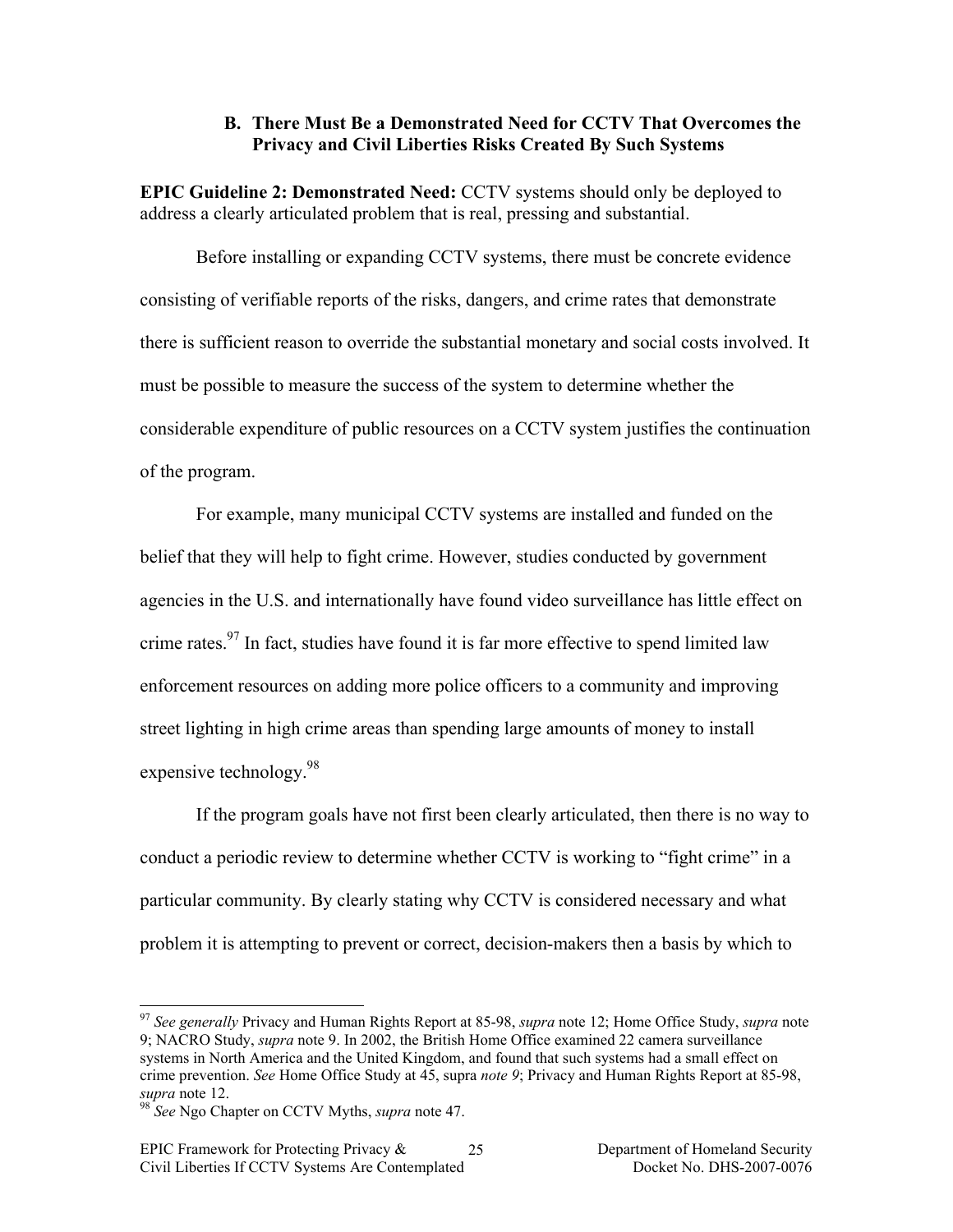### B. There Must Be a Demonstrated Need for CCTV That Overcomes the Privacy and Civil Liberties Risks Created By Such Systems

**EPIC Guideline 2: Demonstrated Need:** CCTV systems should only be deployed to address a clearly articulated problem that is real, pressing and substantial.

Before installing or expanding CCTV systems, there must be concrete evidence consisting of verifiable reports of the risks, dangers, and crime rates that demonstrate there is sufficient reason to override the substantial monetary and social costs involved. It must be possible to measure the success of the system to determine whether the considerable expenditure of public resources on a CCTV system justifies the continuation of the program.

For example, many municipal CCTV systems are installed and funded on the belief that they will help to fight crime. However, studies conducted by government agencies in the U.S. and internationally have found video surveillance has little effect on crime rates.[97] In fact, studies have found it is far more effective to spend limited law enforcement resources on adding more police officers to a community and improving street lighting in high crime areas than spending large amounts of money to install expensive technology.[98]

If the program goals have not first been clearly articulated, then there is no way to conduct a periodic review to determine whether CCTV is working to "fight crime" in a particular community. By clearly stating why CCTV is considered necessary and what problem it is attempting to prevent or correct, decision-makers then a basis by which to

---

[97] *See generally* Privacy and Human Rights Report at 85-98, *supra* note 12; Home Office Study, *supra* note 9; NACRO Study, *supra* note 9. In 2002, the British Home Office examined 22 camera surveillance systems in North America and the United Kingdom, and found that such systems had a small effect on crime prevention. *See* Home Office Study at 45, supra *note 9*; Privacy and Human Rights Report at 85-98, *supra* note 12.

[98] *See* Ngo Chapter on CCTV Myths, *supra* note 47.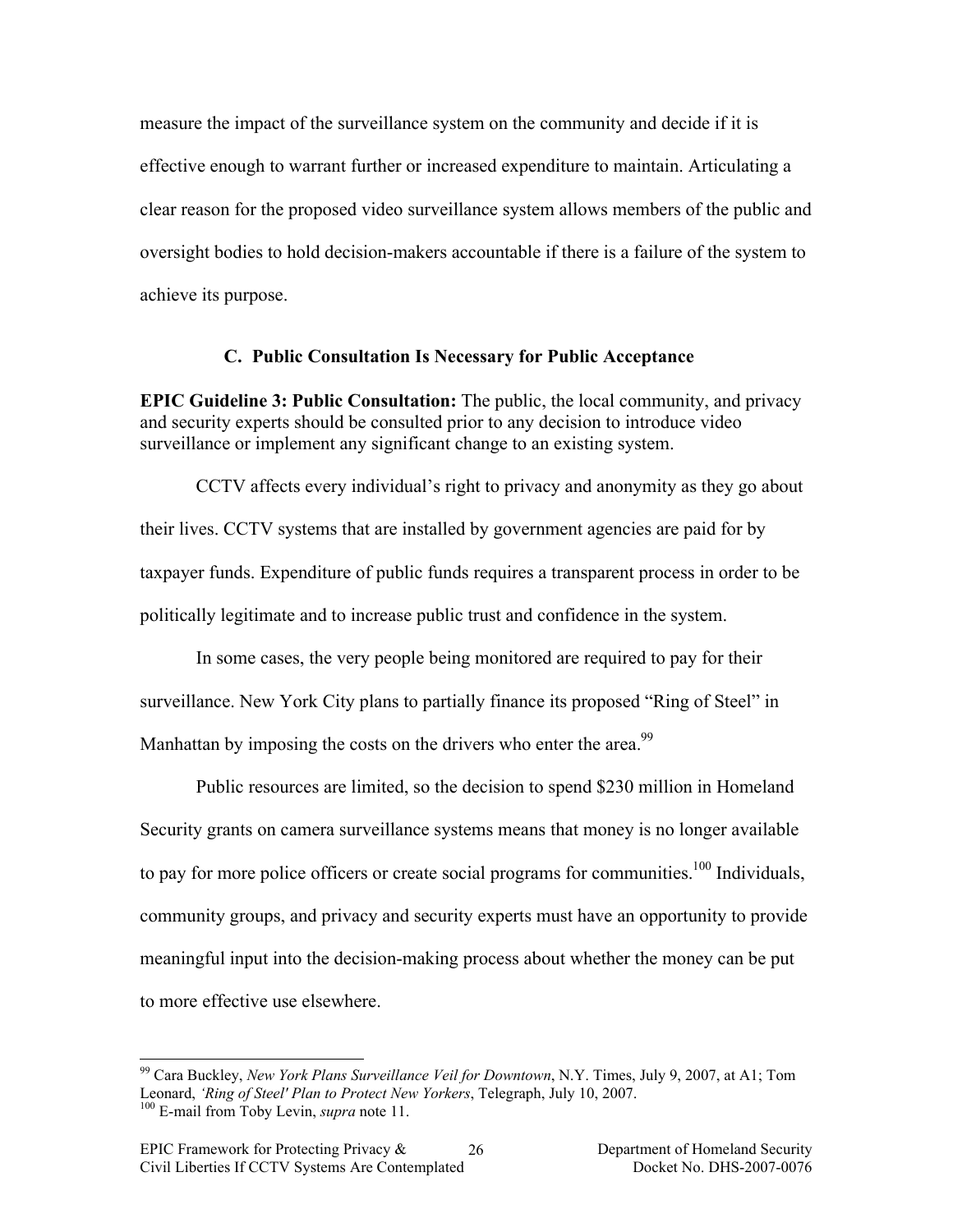measure the impact of the surveillance system on the community and decide if it is effective enough to warrant further or increased expenditure to maintain. Articulating a clear reason for the proposed video surveillance system allows members of the public and oversight bodies to hold decision-makers accountable if there is a failure of the system to achieve its purpose.

### C. Public Consultation Is Necessary for Public Acceptance

**EPIC Guideline 3: Public Consultation:** The public, the local community, and privacy and security experts should be consulted prior to any decision to introduce video surveillance or implement any significant change to an existing system.

CCTV affects every individual's right to privacy and anonymity as they go about their lives. CCTV systems that are installed by government agencies are paid for by taxpayer funds. Expenditure of public funds requires a transparent process in order to be politically legitimate and to increase public trust and confidence in the system.

In some cases, the very people being monitored are required to pay for their surveillance. New York City plans to partially finance its proposed "Ring of Steel" in Manhattan by imposing the costs on the drivers who enter the area.[99]

Public resources are limited, so the decision to spend $230 million in Homeland Security grants on camera surveillance systems means that money is no longer available to pay for more police officers or create social programs for communities.[100] Individuals, community groups, and privacy and security experts must have an opportunity to provide meaningful input into the decision-making process about whether the money can be put to more effective use elsewhere.

---

[99] Cara Buckley, *New York Plans Surveillance Veil for Downtown*, N.Y. Times, July 9, 2007, at A1; Tom Leonard, *'Ring of Steel' Plan to Protect New Yorkers*, Telegraph, July 10, 2007.

[100] E-mail from Toby Levin, *supra* note 11.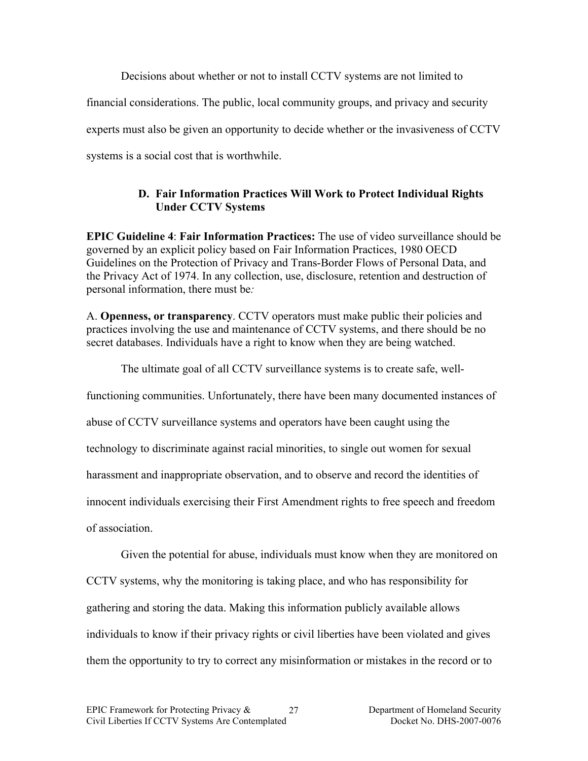Decisions about whether or not to install CCTV systems are not limited to financial considerations. The public, local community groups, and privacy and security experts must also be given an opportunity to decide whether or the invasiveness of CCTV systems is a social cost that is worthwhile.

### D. Fair Information Practices Will Work to Protect Individual Rights Under CCTV Systems

**EPIC Guideline 4**: **Fair Information Practices:** The use of video surveillance should be governed by an explicit policy based on Fair Information Practices, 1980 OECD Guidelines on the Protection of Privacy and Trans-Border Flows of Personal Data, and the Privacy Act of 1974. In any collection, use, disclosure, retention and destruction of personal information, there must be*:*

A. **Openness, or transparency**. CCTV operators must make public their policies and practices involving the use and maintenance of CCTV systems, and there should be no secret databases. Individuals have a right to know when they are being watched.

The ultimate goal of all CCTV surveillance systems is to create safe, well-functioning communities. Unfortunately, there have been many documented instances of abuse of CCTV surveillance systems and operators have been caught using the technology to discriminate against racial minorities, to single out women for sexual harassment and inappropriate observation, and to observe and record the identities of innocent individuals exercising their First Amendment rights to free speech and freedom of association.

Given the potential for abuse, individuals must know when they are monitored on CCTV systems, why the monitoring is taking place, and who has responsibility for gathering and storing the data. Making this information publicly available allows individuals to know if their privacy rights or civil liberties have been violated and gives them the opportunity to try to correct any misinformation or mistakes in the record or to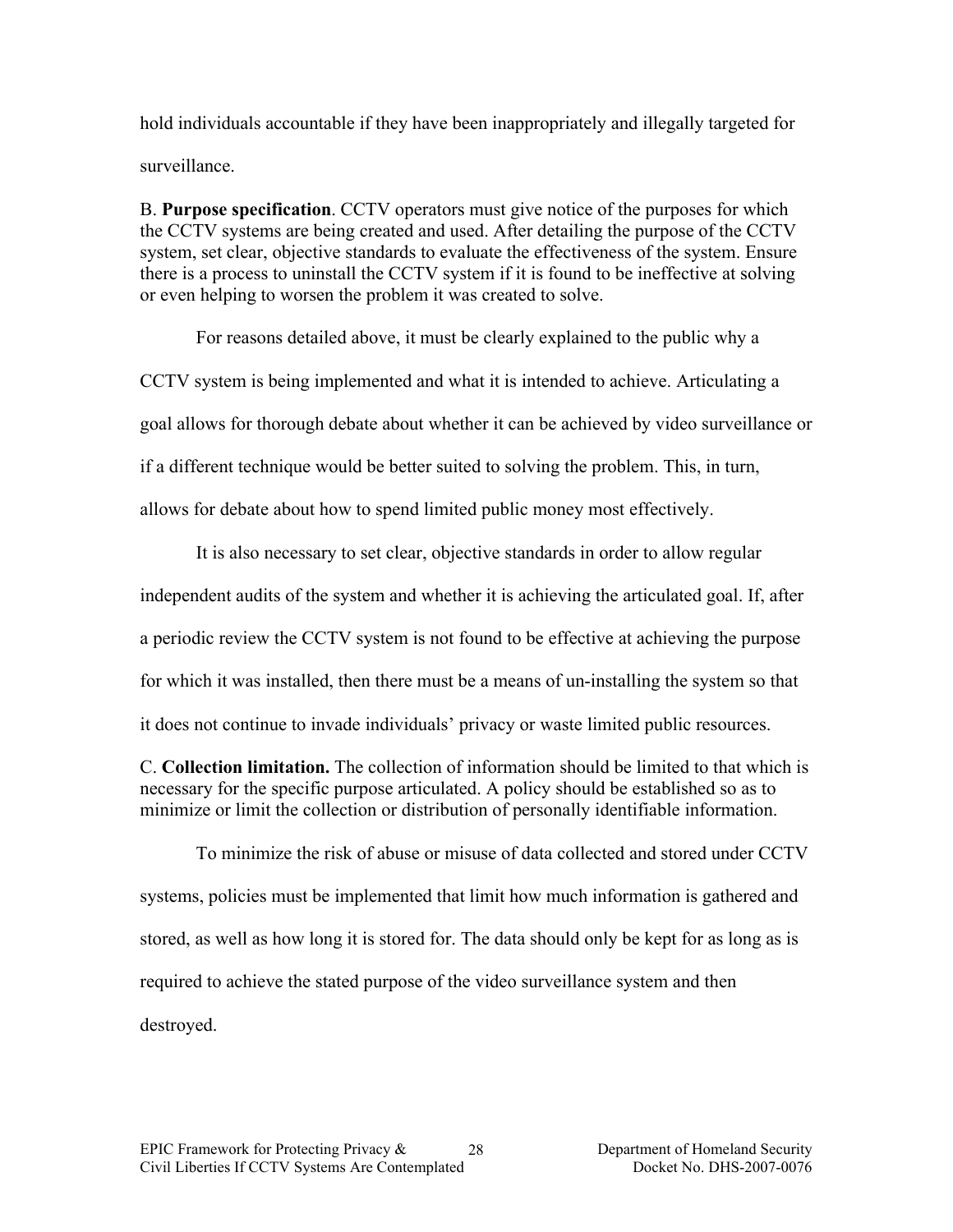hold individuals accountable if they have been inappropriately and illegally targeted for surveillance.

B. **Purpose specification**. CCTV operators must give notice of the purposes for which the CCTV systems are being created and used. After detailing the purpose of the CCTV system, set clear, objective standards to evaluate the effectiveness of the system. Ensure there is a process to uninstall the CCTV system if it is found to be ineffective at solving or even helping to worsen the problem it was created to solve.

For reasons detailed above, it must be clearly explained to the public why a CCTV system is being implemented and what it is intended to achieve. Articulating a goal allows for thorough debate about whether it can be achieved by video surveillance or if a different technique would be better suited to solving the problem. This, in turn, allows for debate about how to spend limited public money most effectively.

It is also necessary to set clear, objective standards in order to allow regular independent audits of the system and whether it is achieving the articulated goal. If, after a periodic review the CCTV system is not found to be effective at achieving the purpose for which it was installed, then there must be a means of un-installing the system so that it does not continue to invade individuals' privacy or waste limited public resources.

C. **Collection limitation.** The collection of information should be limited to that which is necessary for the specific purpose articulated. A policy should be established so as to minimize or limit the collection or distribution of personally identifiable information.

To minimize the risk of abuse or misuse of data collected and stored under CCTV systems, policies must be implemented that limit how much information is gathered and stored, as well as how long it is stored for. The data should only be kept for as long as is required to achieve the stated purpose of the video surveillance system and then destroyed.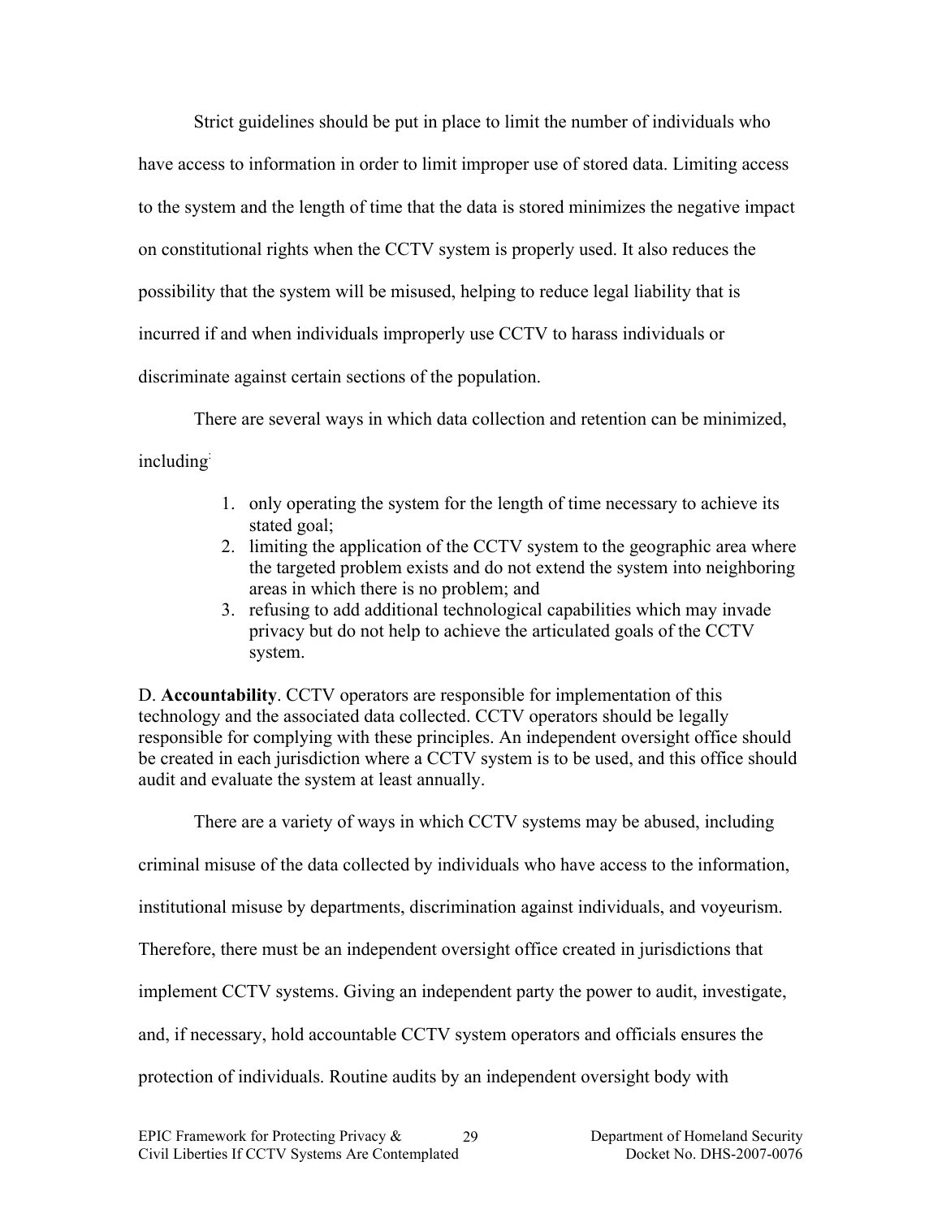Strict guidelines should be put in place to limit the number of individuals who have access to information in order to limit improper use of stored data. Limiting access to the system and the length of time that the data is stored minimizes the negative impact on constitutional rights when the CCTV system is properly used. It also reduces the possibility that the system will be misused, helping to reduce legal liability that is incurred if and when individuals improperly use CCTV to harass individuals or discriminate against certain sections of the population.

There are several ways in which data collection and retention can be minimized, including:

1. only operating the system for the length of time necessary to achieve its stated goal;
2. limiting the application of the CCTV system to the geographic area where the targeted problem exists and do not extend the system into neighboring areas in which there is no problem; and
3. refusing to add additional technological capabilities which may invade privacy but do not help to achieve the articulated goals of the CCTV system.

D. **Accountability**. CCTV operators are responsible for implementation of this technology and the associated data collected. CCTV operators should be legally responsible for complying with these principles. An independent oversight office should be created in each jurisdiction where a CCTV system is to be used, and this office should audit and evaluate the system at least annually.

There are a variety of ways in which CCTV systems may be abused, including criminal misuse of the data collected by individuals who have access to the information, institutional misuse by departments, discrimination against individuals, and voyeurism. Therefore, there must be an independent oversight office created in jurisdictions that implement CCTV systems. Giving an independent party the power to audit, investigate, and, if necessary, hold accountable CCTV system operators and officials ensures the protection of individuals. Routine audits by an independent oversight body with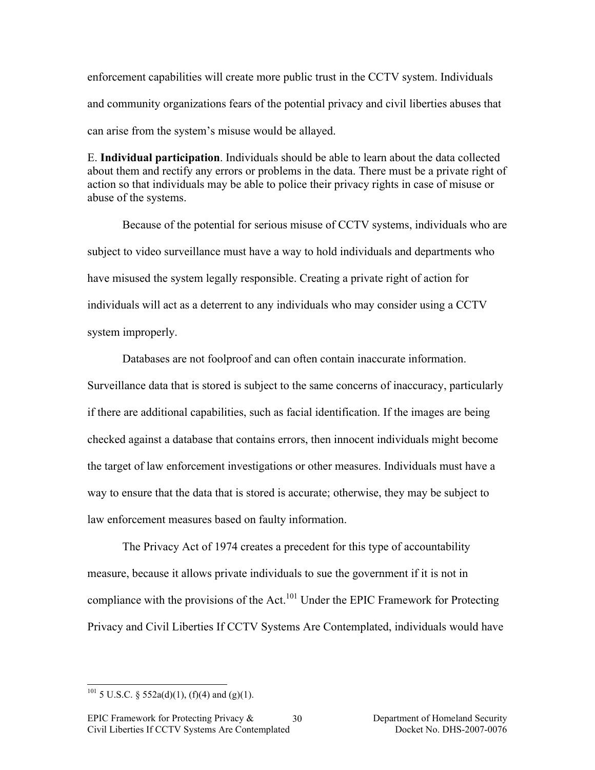enforcement capabilities will create more public trust in the CCTV system. Individuals and community organizations fears of the potential privacy and civil liberties abuses that can arise from the system's misuse would be allayed.

E. **Individual participation**. Individuals should be able to learn about the data collected about them and rectify any errors or problems in the data. There must be a private right of action so that individuals may be able to police their privacy rights in case of misuse or abuse of the systems.

Because of the potential for serious misuse of CCTV systems, individuals who are subject to video surveillance must have a way to hold individuals and departments who have misused the system legally responsible. Creating a private right of action for individuals will act as a deterrent to any individuals who may consider using a CCTV system improperly.

Databases are not foolproof and can often contain inaccurate information. Surveillance data that is stored is subject to the same concerns of inaccuracy, particularly if there are additional capabilities, such as facial identification. If the images are being checked against a database that contains errors, then innocent individuals might become the target of law enforcement investigations or other measures. Individuals must have a way to ensure that the data that is stored is accurate; otherwise, they may be subject to law enforcement measures based on faulty information.

The Privacy Act of 1974 creates a precedent for this type of accountability measure, because it allows private individuals to sue the government if it is not in compliance with the provisions of the Act.[101] Under the EPIC Framework for Protecting Privacy and Civil Liberties If CCTV Systems Are Contemplated, individuals would have

[101] 5 U.S.C. § 552a(d)(1), (f)(4) and (g)(1).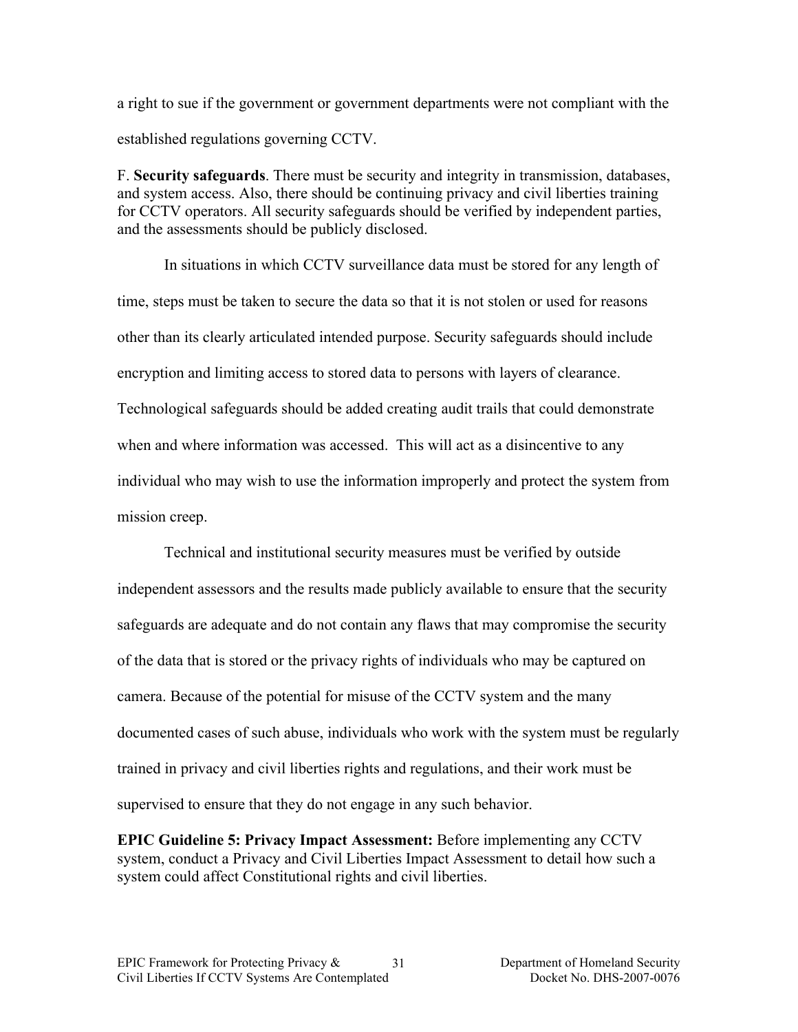a right to sue if the government or government departments were not compliant with the established regulations governing CCTV.

F. **Security safeguards**. There must be security and integrity in transmission, databases, and system access. Also, there should be continuing privacy and civil liberties training for CCTV operators. All security safeguards should be verified by independent parties, and the assessments should be publicly disclosed.

In situations in which CCTV surveillance data must be stored for any length of time, steps must be taken to secure the data so that it is not stolen or used for reasons other than its clearly articulated intended purpose. Security safeguards should include encryption and limiting access to stored data to persons with layers of clearance. Technological safeguards should be added creating audit trails that could demonstrate when and where information was accessed. This will act as a disincentive to any individual who may wish to use the information improperly and protect the system from mission creep.

Technical and institutional security measures must be verified by outside independent assessors and the results made publicly available to ensure that the security safeguards are adequate and do not contain any flaws that may compromise the security of the data that is stored or the privacy rights of individuals who may be captured on camera. Because of the potential for misuse of the CCTV system and the many documented cases of such abuse, individuals who work with the system must be regularly trained in privacy and civil liberties rights and regulations, and their work must be supervised to ensure that they do not engage in any such behavior.

**EPIC Guideline 5: Privacy Impact Assessment:** Before implementing any CCTV system, conduct a Privacy and Civil Liberties Impact Assessment to detail how such a system could affect Constitutional rights and civil liberties.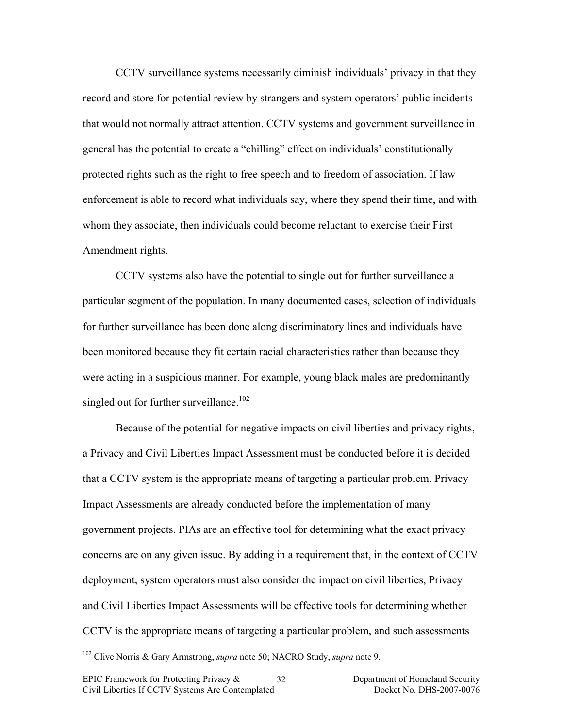CCTV surveillance systems necessarily diminish individuals' privacy in that they record and store for potential review by strangers and system operators' public incidents that would not normally attract attention. CCTV systems and government surveillance in general has the potential to create a "chilling" effect on individuals' constitutionally protected rights such as the right to free speech and to freedom of association. If law enforcement is able to record what individuals say, where they spend their time, and with whom they associate, then individuals could become reluctant to exercise their First Amendment rights.

CCTV systems also have the potential to single out for further surveillance a particular segment of the population. In many documented cases, selection of individuals for further surveillance has been done along discriminatory lines and individuals have been monitored because they fit certain racial characteristics rather than because they were acting in a suspicious manner. For example, young black males are predominantly singled out for further surveillance.[102]

Because of the potential for negative impacts on civil liberties and privacy rights, a Privacy and Civil Liberties Impact Assessment must be conducted before it is decided that a CCTV system is the appropriate means of targeting a particular problem. Privacy Impact Assessments are already conducted before the implementation of many government projects. PIAs are an effective tool for determining what the exact privacy concerns are on any given issue. By adding in a requirement that, in the context of CCTV deployment, system operators must also consider the impact on civil liberties, Privacy and Civil Liberties Impact Assessments will be effective tools for determining whether CCTV is the appropriate means of targeting a particular problem, and such assessments

[102] Clive Norris & Gary Armstrong, *supra* note 50; NACRO Study, *supra* note 9.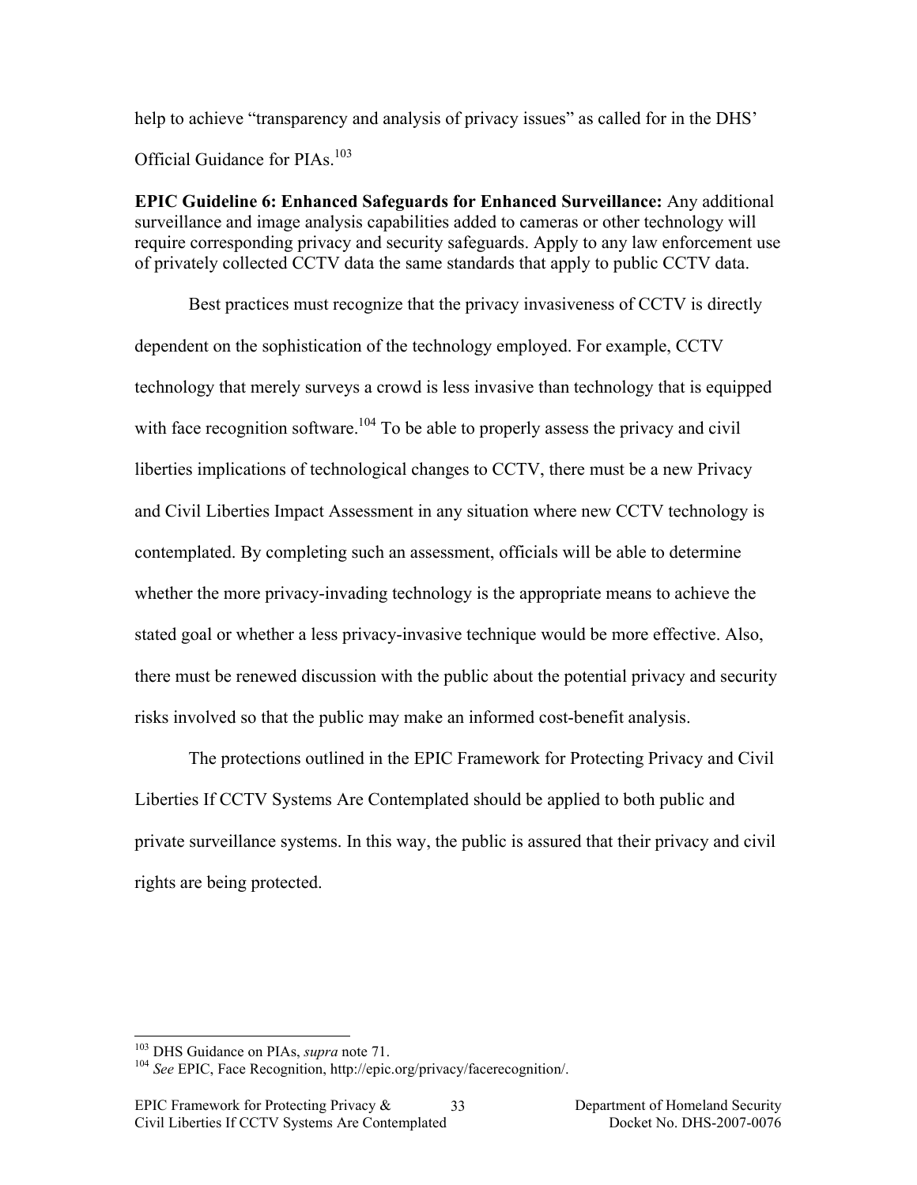help to achieve "transparency and analysis of privacy issues" as called for in the DHS' Official Guidance for PIAs.[103]

**EPIC Guideline 6: Enhanced Safeguards for Enhanced Surveillance:** Any additional surveillance and image analysis capabilities added to cameras or other technology will require corresponding privacy and security safeguards. Apply to any law enforcement use of privately collected CCTV data the same standards that apply to public CCTV data.

Best practices must recognize that the privacy invasiveness of CCTV is directly dependent on the sophistication of the technology employed. For example, CCTV technology that merely surveys a crowd is less invasive than technology that is equipped with face recognition software.[104] To be able to properly assess the privacy and civil liberties implications of technological changes to CCTV, there must be a new Privacy and Civil Liberties Impact Assessment in any situation where new CCTV technology is contemplated. By completing such an assessment, officials will be able to determine whether the more privacy-invading technology is the appropriate means to achieve the stated goal or whether a less privacy-invasive technique would be more effective. Also, there must be renewed discussion with the public about the potential privacy and security risks involved so that the public may make an informed cost-benefit analysis.

The protections outlined in the EPIC Framework for Protecting Privacy and Civil Liberties If CCTV Systems Are Contemplated should be applied to both public and private surveillance systems. In this way, the public is assured that their privacy and civil rights are being protected.

---

[103] DHS Guidance on PIAs, *supra* note 71.

[104] *See* EPIC, Face Recognition, http://epic.org/privacy/facerecognition/.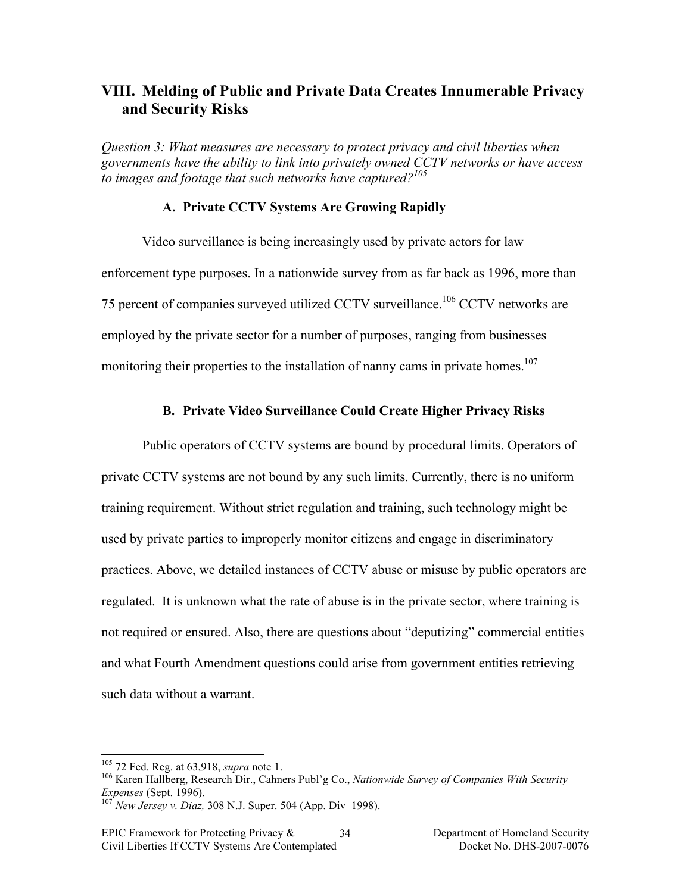## VIII. Melding of Public and Private Data Creates Innumerable Privacy and Security Risks

*Question 3: What measures are necessary to protect privacy and civil liberties when governments have the ability to link into privately owned CCTV networks or have access to images and footage that such networks have captured?*[105]

### A. Private CCTV Systems Are Growing Rapidly

Video surveillance is being increasingly used by private actors for law enforcement type purposes. In a nationwide survey from as far back as 1996, more than 75 percent of companies surveyed utilized CCTV surveillance.[106] CCTV networks are employed by the private sector for a number of purposes, ranging from businesses monitoring their properties to the installation of nanny cams in private homes.[107]

### B. Private Video Surveillance Could Create Higher Privacy Risks

Public operators of CCTV systems are bound by procedural limits. Operators of private CCTV systems are not bound by any such limits. Currently, there is no uniform training requirement. Without strict regulation and training, such technology might be used by private parties to improperly monitor citizens and engage in discriminatory practices. Above, we detailed instances of CCTV abuse or misuse by public operators are regulated. It is unknown what the rate of abuse is in the private sector, where training is not required or ensured. Also, there are questions about "deputizing" commercial entities and what Fourth Amendment questions could arise from government entities retrieving such data without a warrant.

---

[105] 72 Fed. Reg. at 63,918, *supra* note 1.

[106] Karen Hallberg, Research Dir., Cahners Publ'g Co., *Nationwide Survey of Companies With Security Expenses* (Sept. 1996).

[107] *New Jersey v. Diaz,* 308 N.J. Super. 504 (App. Div 1998).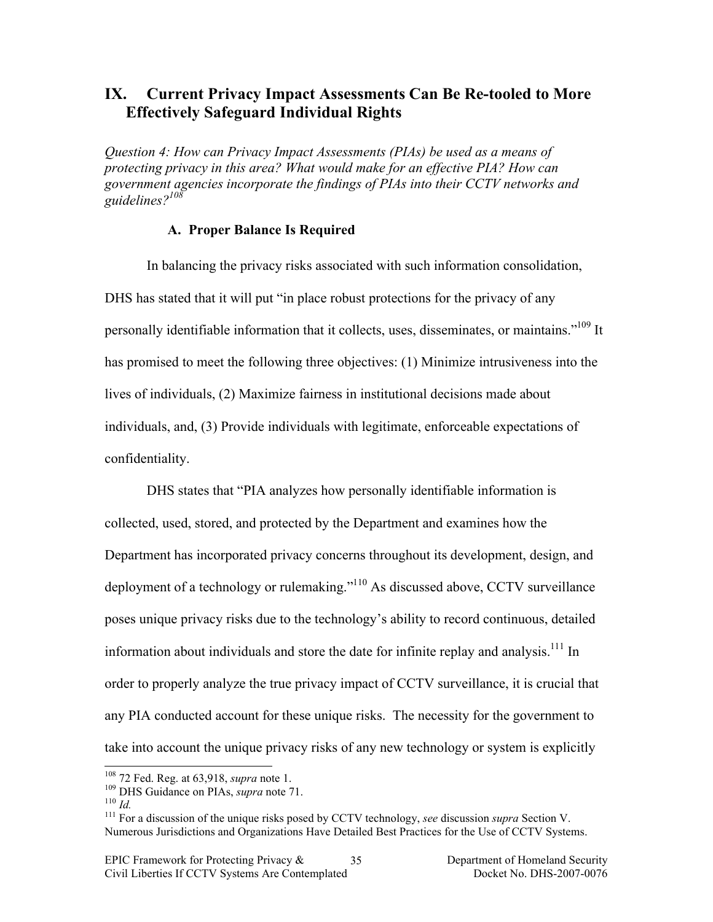## IX. Current Privacy Impact Assessments Can Be Re-tooled to More Effectively Safeguard Individual Rights

*Question 4: How can Privacy Impact Assessments (PIAs) be used as a means of protecting privacy in this area? What would make for an effective PIA? How can government agencies incorporate the findings of PIAs into their CCTV networks and guidelines?*[108]

### A. Proper Balance Is Required

In balancing the privacy risks associated with such information consolidation, DHS has stated that it will put "in place robust protections for the privacy of any personally identifiable information that it collects, uses, disseminates, or maintains."[109] It has promised to meet the following three objectives: (1) Minimize intrusiveness into the lives of individuals, (2) Maximize fairness in institutional decisions made about individuals, and, (3) Provide individuals with legitimate, enforceable expectations of confidentiality.

DHS states that "PIA analyzes how personally identifiable information is collected, used, stored, and protected by the Department and examines how the Department has incorporated privacy concerns throughout its development, design, and deployment of a technology or rulemaking."[110] As discussed above, CCTV surveillance poses unique privacy risks due to the technology's ability to record continuous, detailed information about individuals and store the date for infinite replay and analysis.[111] In order to properly analyze the true privacy impact of CCTV surveillance, it is crucial that any PIA conducted account for these unique risks. The necessity for the government to take into account the unique privacy risks of any new technology or system is explicitly

---

[108] 72 Fed. Reg. at 63,918, *supra* note 1.

[109] DHS Guidance on PIAs, *supra* note 71.

[110] *Id.*

[111] For a discussion of the unique risks posed by CCTV technology, *see* discussion *supra* Section V. Numerous Jurisdictions and Organizations Have Detailed Best Practices for the Use of CCTV Systems.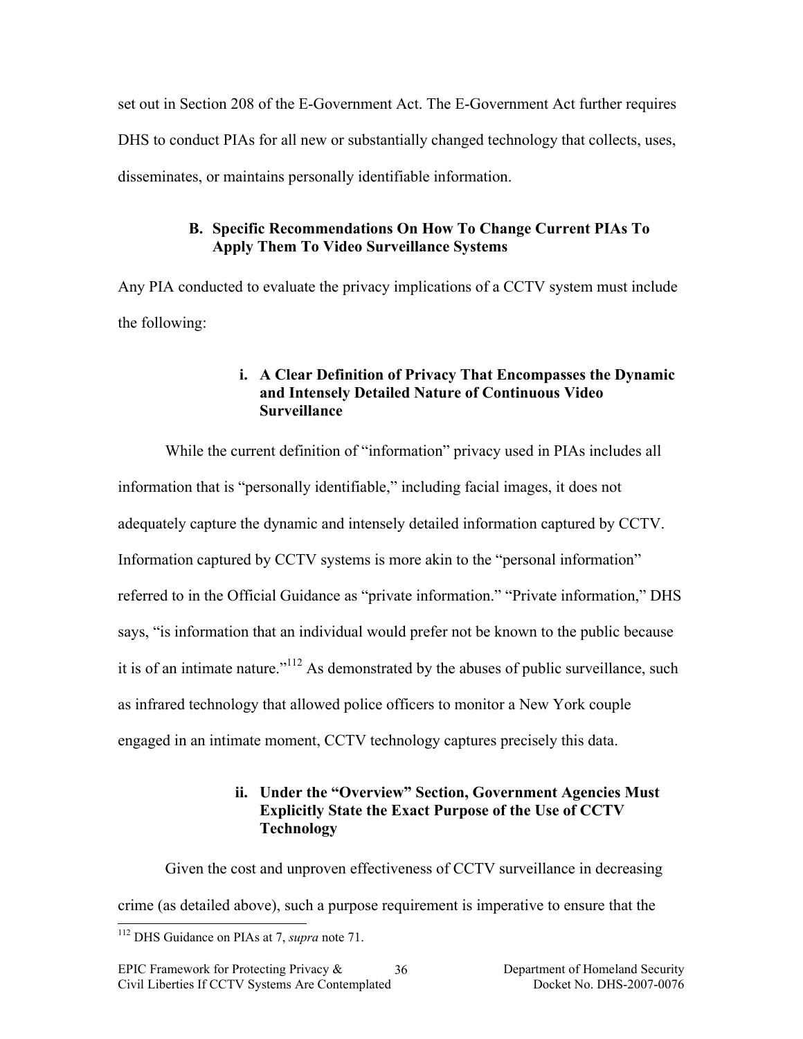set out in Section 208 of the E-Government Act. The E-Government Act further requires DHS to conduct PIAs for all new or substantially changed technology that collects, uses, disseminates, or maintains personally identifiable information.

### B. Specific Recommendations On How To Change Current PIAs To Apply Them To Video Surveillance Systems

Any PIA conducted to evaluate the privacy implications of a CCTV system must include the following:

#### i. A Clear Definition of Privacy That Encompasses the Dynamic and Intensely Detailed Nature of Continuous Video Surveillance

While the current definition of "information" privacy used in PIAs includes all information that is "personally identifiable," including facial images, it does not adequately capture the dynamic and intensely detailed information captured by CCTV. Information captured by CCTV systems is more akin to the "personal information" referred to in the Official Guidance as "private information." "Private information," DHS says, "is information that an individual would prefer not be known to the public because it is of an intimate nature."[112] As demonstrated by the abuses of public surveillance, such as infrared technology that allowed police officers to monitor a New York couple engaged in an intimate moment, CCTV technology captures precisely this data.

#### ii. Under the "Overview" Section, Government Agencies Must Explicitly State the Exact Purpose of the Use of CCTV Technology

Given the cost and unproven effectiveness of CCTV surveillance in decreasing crime (as detailed above), such a purpose requirement is imperative to ensure that the

---

[112] DHS Guidance on PIAs at 7, *supra* note 71.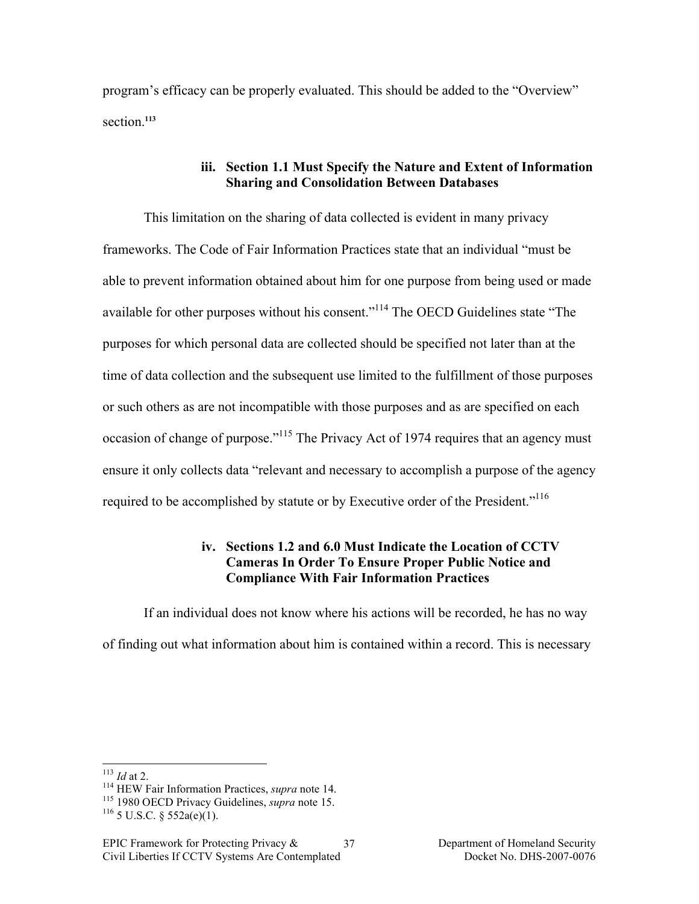program's efficacy can be properly evaluated. This should be added to the "Overview" section.[113]

### iii. Section 1.1 Must Specify the Nature and Extent of Information Sharing and Consolidation Between Databases

This limitation on the sharing of data collected is evident in many privacy frameworks. The Code of Fair Information Practices state that an individual "must be able to prevent information obtained about him for one purpose from being used or made available for other purposes without his consent."[114] The OECD Guidelines state "The purposes for which personal data are collected should be specified not later than at the time of data collection and the subsequent use limited to the fulfillment of those purposes or such others as are not incompatible with those purposes and as are specified on each occasion of change of purpose."[115] The Privacy Act of 1974 requires that an agency must ensure it only collects data "relevant and necessary to accomplish a purpose of the agency required to be accomplished by statute or by Executive order of the President."[116]

### iv. Sections 1.2 and 6.0 Must Indicate the Location of CCTV Cameras In Order To Ensure Proper Public Notice and Compliance With Fair Information Practices

If an individual does not know where his actions will be recorded, he has no way of finding out what information about him is contained within a record. This is necessary

---

[113] *Id* at 2.

[114] HEW Fair Information Practices, *supra* note 14.

[115] 1980 OECD Privacy Guidelines, *supra* note 15.

[116] 5 U.S.C. § 552a(e)(1).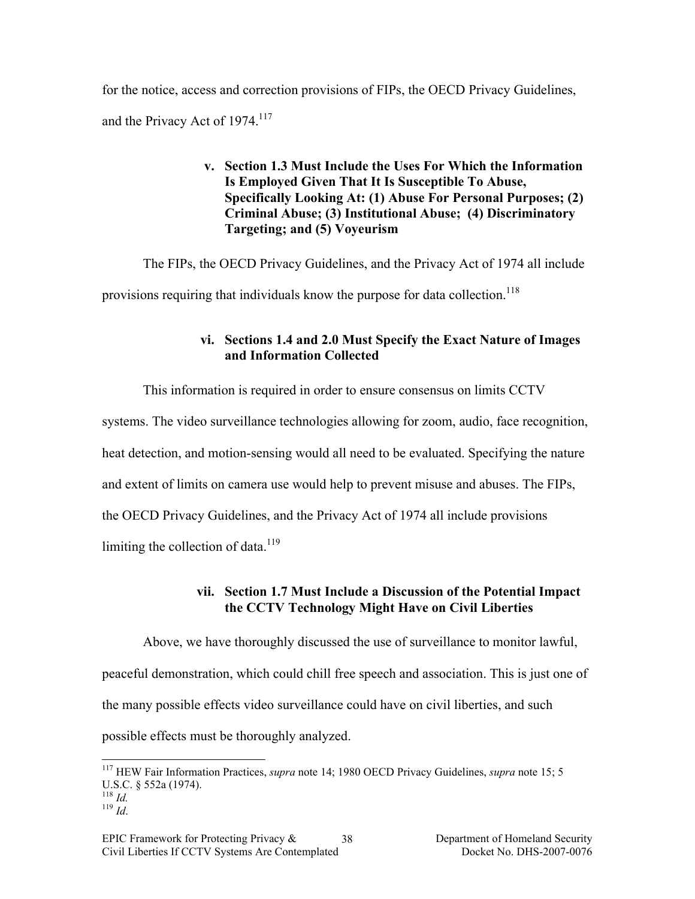for the notice, access and correction provisions of FIPs, the OECD Privacy Guidelines, and the Privacy Act of 1974.[117]

#### v. Section 1.3 Must Include the Uses For Which the Information Is Employed Given That It Is Susceptible To Abuse, Specifically Looking At: (1) Abuse For Personal Purposes; (2) Criminal Abuse; (3) Institutional Abuse; (4) Discriminatory Targeting; and (5) Voyeurism

The FIPs, the OECD Privacy Guidelines, and the Privacy Act of 1974 all include provisions requiring that individuals know the purpose for data collection.[118]

#### vi. Sections 1.4 and 2.0 Must Specify the Exact Nature of Images and Information Collected

This information is required in order to ensure consensus on limits CCTV systems. The video surveillance technologies allowing for zoom, audio, face recognition, heat detection, and motion-sensing would all need to be evaluated. Specifying the nature and extent of limits on camera use would help to prevent misuse and abuses. The FIPs, the OECD Privacy Guidelines, and the Privacy Act of 1974 all include provisions limiting the collection of data.[119]

#### vii. Section 1.7 Must Include a Discussion of the Potential Impact the CCTV Technology Might Have on Civil Liberties

Above, we have thoroughly discussed the use of surveillance to monitor lawful, peaceful demonstration, which could chill free speech and association. This is just one of the many possible effects video surveillance could have on civil liberties, and such possible effects must be thoroughly analyzed.

---

[117] HEW Fair Information Practices, *supra* note 14; 1980 OECD Privacy Guidelines, *supra* note 15; 5 U.S.C. § 552a (1974).

[118] *Id.*

[119] *Id.*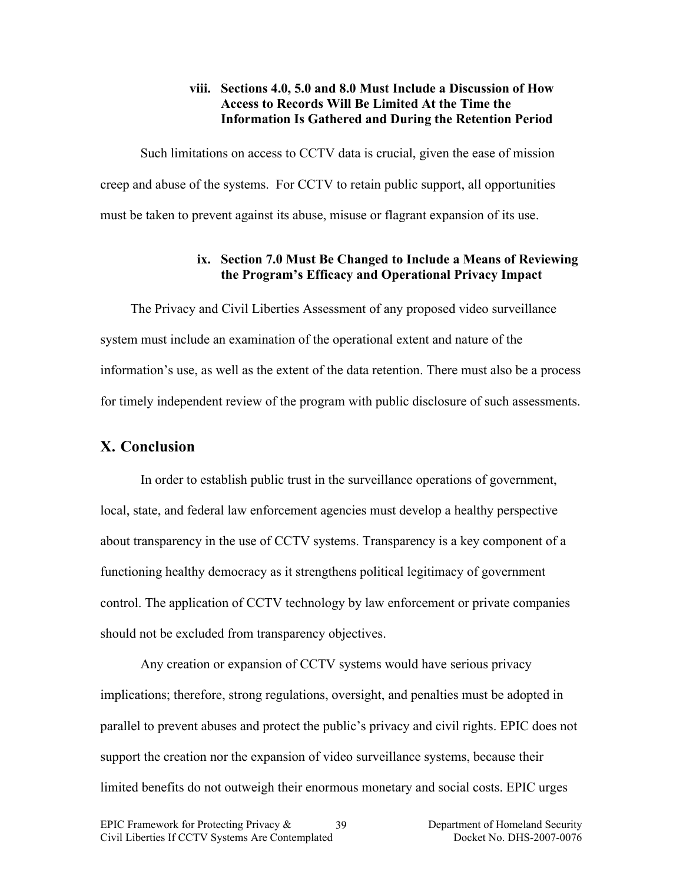#### viii. Sections 4.0, 5.0 and 8.0 Must Include a Discussion of How Access to Records Will Be Limited At the Time the Information Is Gathered and During the Retention Period

Such limitations on access to CCTV data is crucial, given the ease of mission creep and abuse of the systems. For CCTV to retain public support, all opportunities must be taken to prevent against its abuse, misuse or flagrant expansion of its use.

#### ix. Section 7.0 Must Be Changed to Include a Means of Reviewing the Program's Efficacy and Operational Privacy Impact

The Privacy and Civil Liberties Assessment of any proposed video surveillance system must include an examination of the operational extent and nature of the information's use, as well as the extent of the data retention. There must also be a process for timely independent review of the program with public disclosure of such assessments.

## X. Conclusion

In order to establish public trust in the surveillance operations of government, local, state, and federal law enforcement agencies must develop a healthy perspective about transparency in the use of CCTV systems. Transparency is a key component of a functioning healthy democracy as it strengthens political legitimacy of government control. The application of CCTV technology by law enforcement or private companies should not be excluded from transparency objectives.

Any creation or expansion of CCTV systems would have serious privacy implications; therefore, strong regulations, oversight, and penalties must be adopted in parallel to prevent abuses and protect the public's privacy and civil rights. EPIC does not support the creation nor the expansion of video surveillance systems, because their limited benefits do not outweigh their enormous monetary and social costs. EPIC urges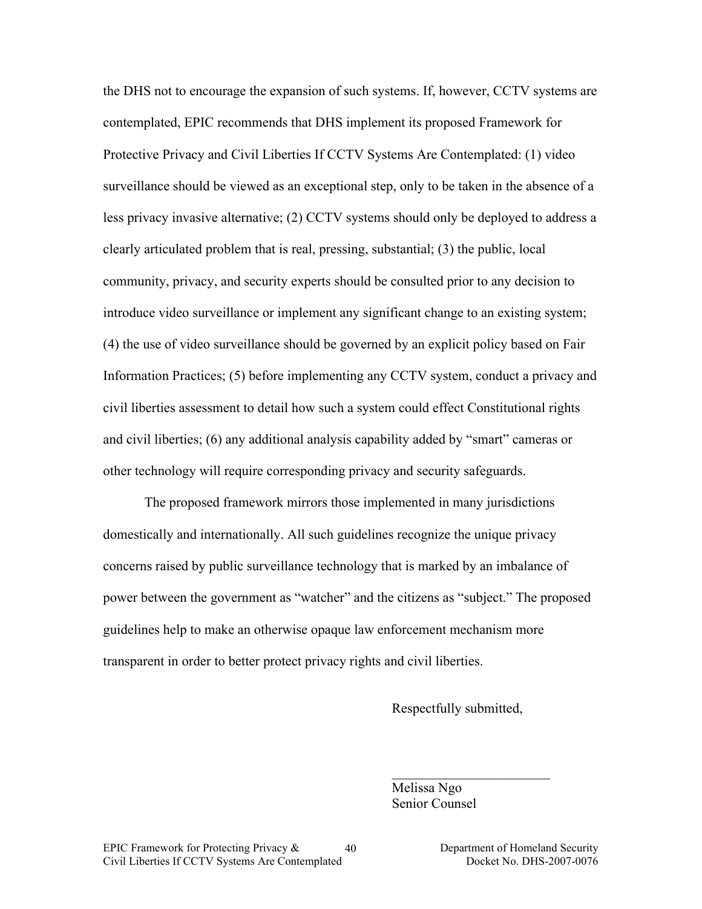the DHS not to encourage the expansion of such systems. If, however, CCTV systems are contemplated, EPIC recommends that DHS implement its proposed Framework for Protective Privacy and Civil Liberties If CCTV Systems Are Contemplated: (1) video surveillance should be viewed as an exceptional step, only to be taken in the absence of a less privacy invasive alternative; (2) CCTV systems should only be deployed to address a clearly articulated problem that is real, pressing, substantial; (3) the public, local community, privacy, and security experts should be consulted prior to any decision to introduce video surveillance or implement any significant change to an existing system; (4) the use of video surveillance should be governed by an explicit policy based on Fair Information Practices; (5) before implementing any CCTV system, conduct a privacy and civil liberties assessment to detail how such a system could effect Constitutional rights and civil liberties; (6) any additional analysis capability added by "smart" cameras or other technology will require corresponding privacy and security safeguards.

The proposed framework mirrors those implemented in many jurisdictions domestically and internationally. All such guidelines recognize the unique privacy concerns raised by public surveillance technology that is marked by an imbalance of power between the government as "watcher" and the citizens as "subject." The proposed guidelines help to make an otherwise opaque law enforcement mechanism more transparent in order to better protect privacy rights and civil liberties.

Respectfully submitted,

\_\_\_\_\_\_\_\_\_\_\_\_\_\_\_\_\_\_\_\_\_\_\_\_

Melissa Ngo
Senior Counsel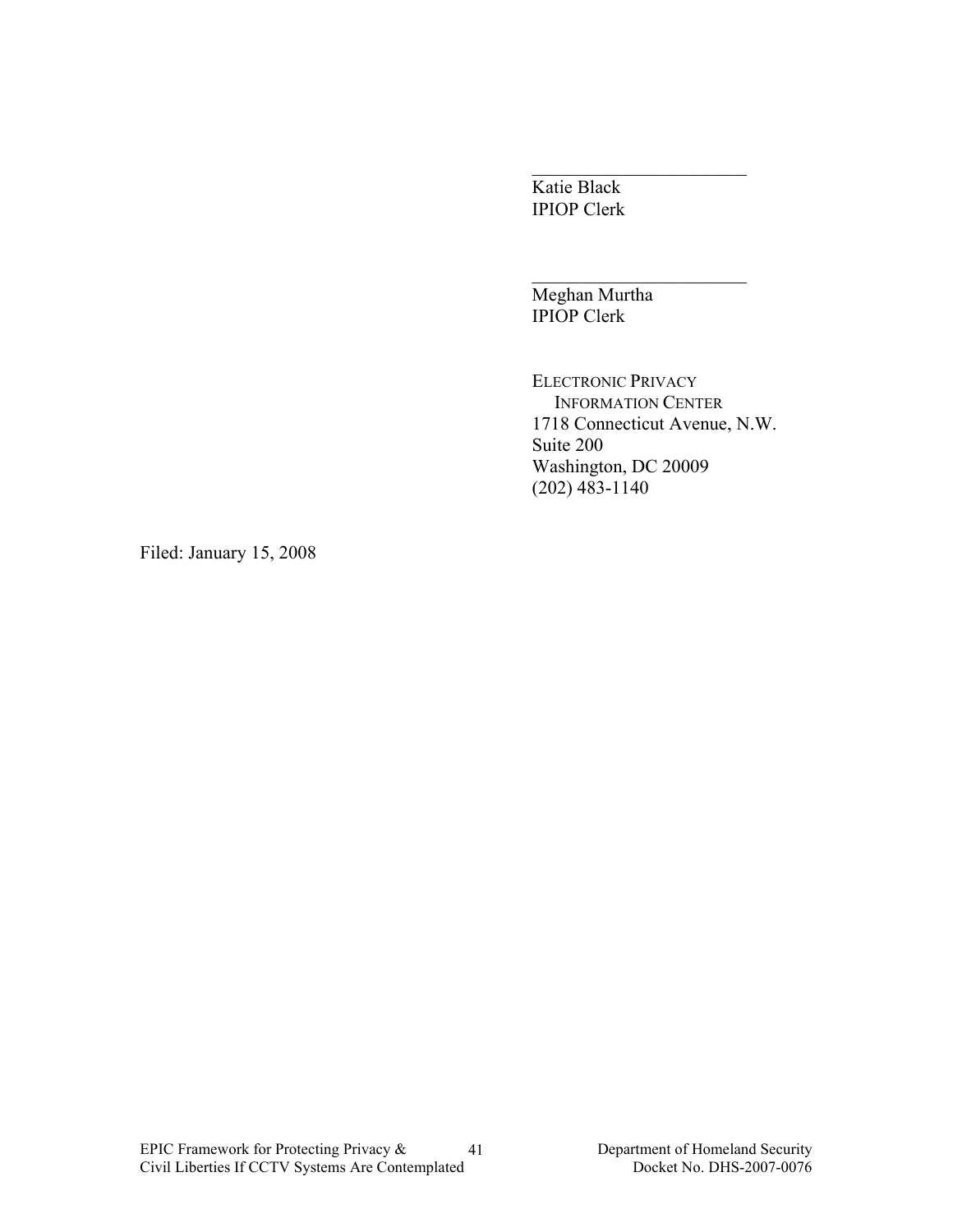\_\_\_\_\_\_\_\_\_\_\_\_\_\_\_\_\_\_\_\_\_\_\_\_

Katie Black
IPIOP Clerk

\_\_\_\_\_\_\_\_\_\_\_\_\_\_\_\_\_\_\_\_\_\_\_\_

Meghan Murtha
IPIOP Clerk

ELECTRONIC PRIVACY
INFORMATION CENTER
1718 Connecticut Avenue, N.W.
Suite 200
Washington, DC 20009
(202) 483-1140

Filed: January 15, 2008